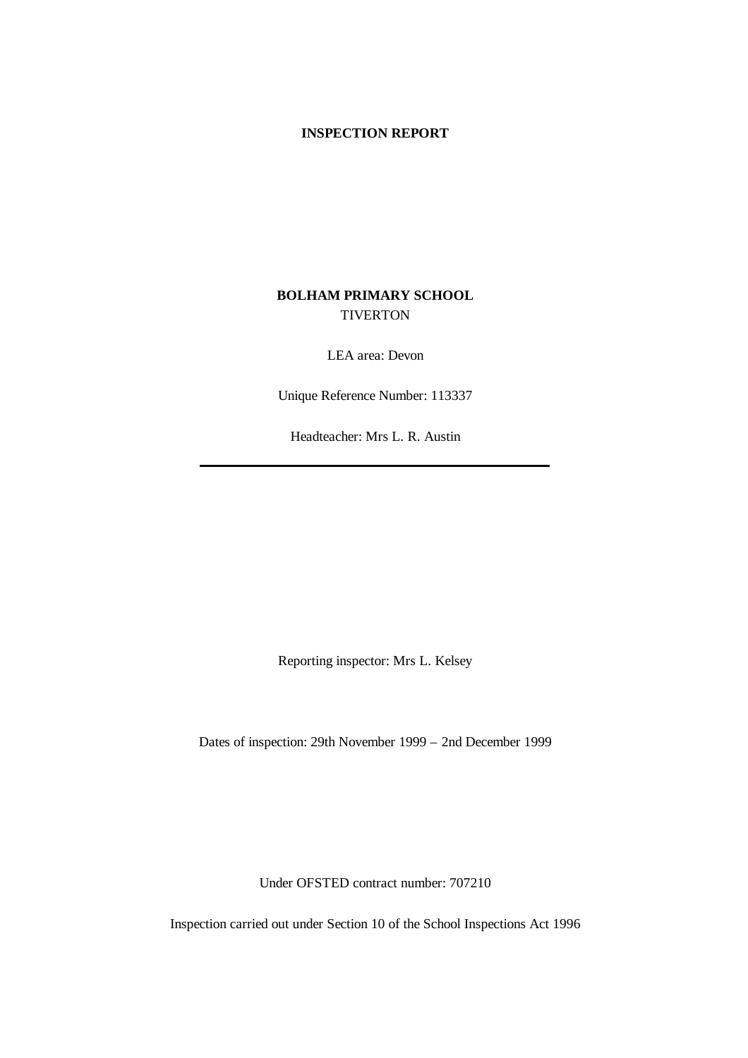**INSPECTION REPORT**

**BOLHAM PRIMARY SCHOOL**
TIVERTON

LEA area: Devon

Unique Reference Number: 113337

Headteacher: Mrs L. R. Austin

---

Reporting inspector: Mrs L. Kelsey

Dates of inspection: 29th November 1999 – 2nd December 1999

Under OFSTED contract number: 707210

Inspection carried out under Section 10 of the School Inspections Act 1996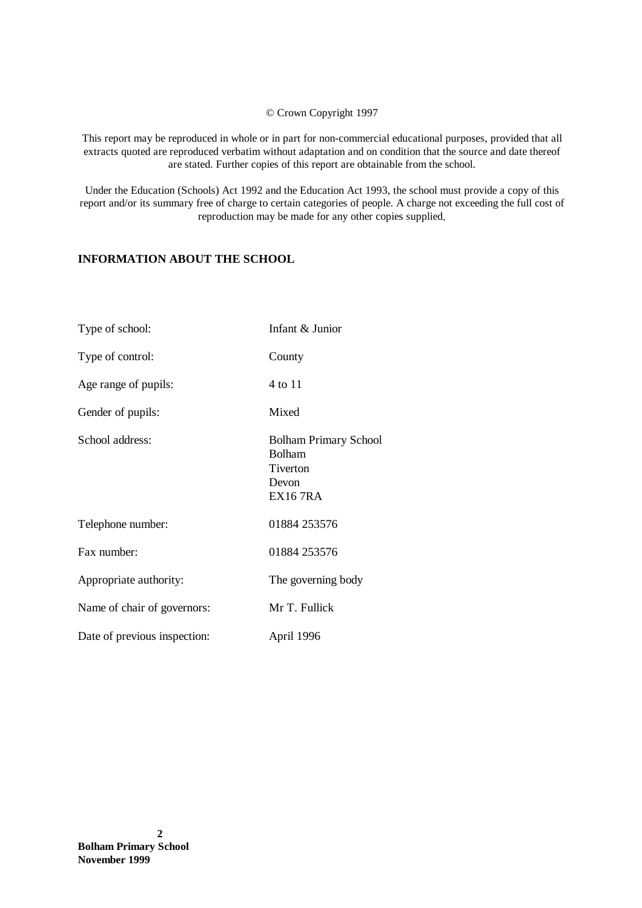© Crown Copyright 1997

This report may be reproduced in whole or in part for non-commercial educational purposes, provided that all extracts quoted are reproduced verbatim without adaptation and on condition that the source and date thereof are stated. Further copies of this report are obtainable from the school.

Under the Education (Schools) Act 1992 and the Education Act 1993, the school must provide a copy of this report and/or its summary free of charge to certain categories of people. A charge not exceeding the full cost of reproduction may be made for any other copies supplied.

## INFORMATION ABOUT THE SCHOOL

| | |
|---|---|
| Type of school: | Infant & Junior |
| Type of control: | County |
| Age range of pupils: | 4 to 11 |
| Gender of pupils: | Mixed |
| School address: | Bolham Primary School<br>Bolham<br>Tiverton<br>Devon<br>EX16 7RA |
| Telephone number: | 01884 253576 |
| Fax number: | 01884 253576 |
| Appropriate authority: | The governing body |
| Name of chair of governors: | Mr T. Fullick |
| Date of previous inspection: | April 1996 |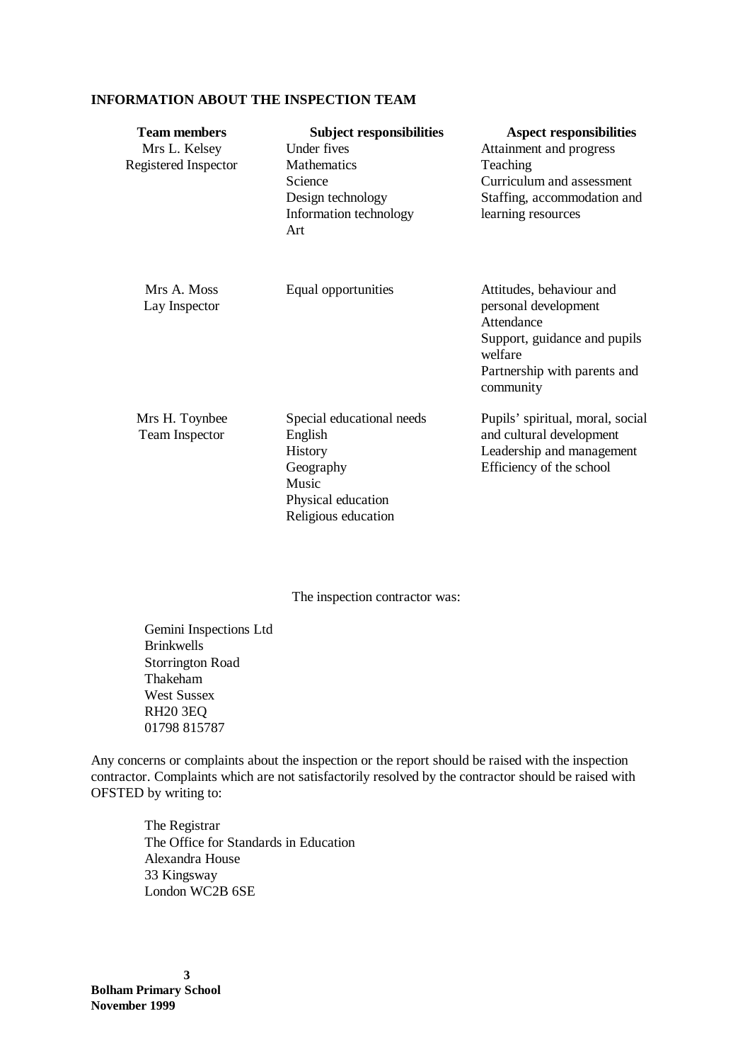**INFORMATION ABOUT THE INSPECTION TEAM**

| Team members | Subject responsibilities | Aspect responsibilities |
| --- | --- | --- |
| Mrs L. Kelsey<br>Registered Inspector | Under fives<br>Mathematics<br>Science<br>Design technology<br>Information technology<br>Art | Attainment and progress<br>Teaching<br>Curriculum and assessment<br>Staffing, accommodation and learning resources |
| Mrs A. Moss<br>Lay Inspector | Equal opportunities | Attitudes, behaviour and personal development<br>Attendance<br>Support, guidance and pupils welfare<br>Partnership with parents and community |
| Mrs H. Toynbee<br>Team Inspector | Special educational needs<br>English<br>History<br>Geography<br>Music<br>Physical education<br>Religious education | Pupils' spiritual, moral, social and cultural development<br>Leadership and management<br>Efficiency of the school |

The inspection contractor was:

Gemini Inspections Ltd
Brinkwells
Storrington Road
Thakeham
West Sussex
RH20 3EQ
01798 815787

Any concerns or complaints about the inspection or the report should be raised with the inspection contractor. Complaints which are not satisfactorily resolved by the contractor should be raised with OFSTED by writing to:

The Registrar
The Office for Standards in Education
Alexandra House
33 Kingsway
London WC2B 6SE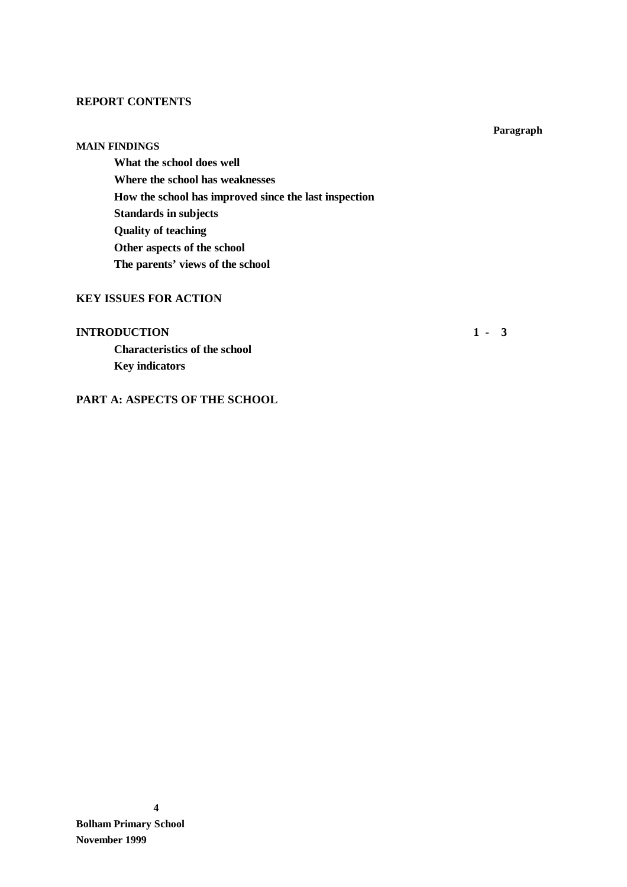**REPORT CONTENTS**

**Paragraph**

**MAIN FINDINGS**

- **What the school does well**
- **Where the school has weaknesses**
- **How the school has improved since the last inspection**
- **Standards in subjects**
- **Quality of teaching**
- **Other aspects of the school**
- **The parents' views of the school**

**KEY ISSUES FOR ACTION**

**INTRODUCTION** **1 - 3**

- **Characteristics of the school**
- **Key indicators**

**PART A: ASPECTS OF THE SCHOOL**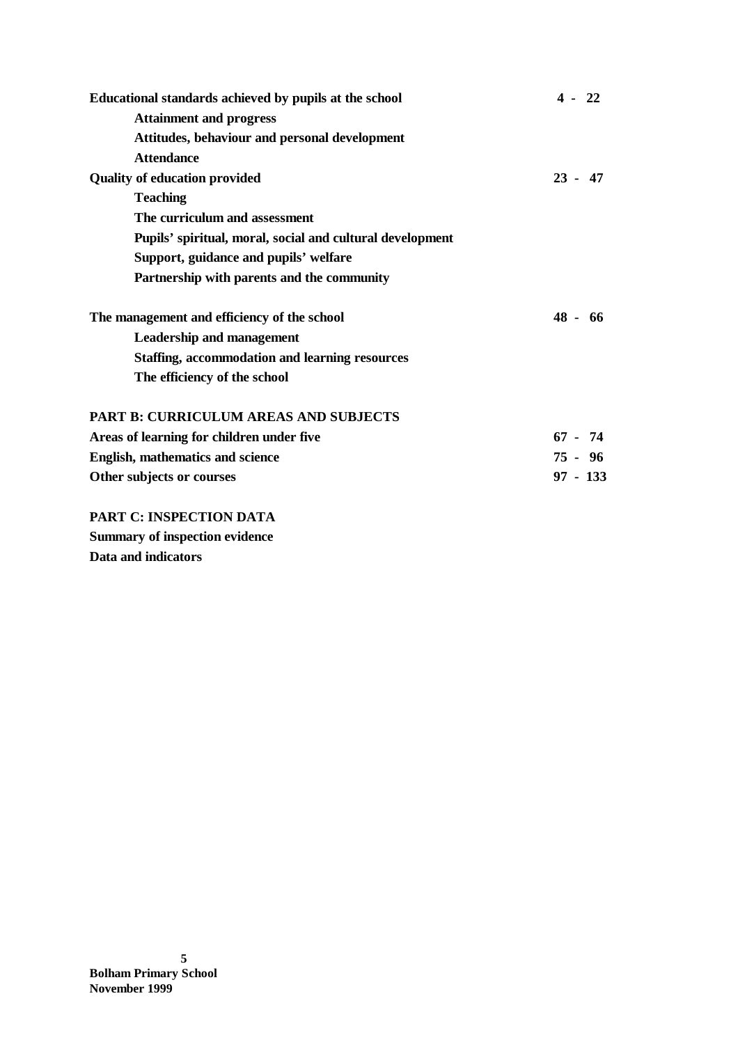| | |
|---|---|
| **Educational standards achieved by pupils at the school** | **4 - 22** |
| **Attainment and progress** | |
| **Attitudes, behaviour and personal development** | |
| **Attendance** | |
| **Quality of education provided** | **23 - 47** |
| **Teaching** | |
| **The curriculum and assessment** | |
| **Pupils' spiritual, moral, social and cultural development** | |
| **Support, guidance and pupils' welfare** | |
| **Partnership with parents and the community** | |
| **The management and efficiency of the school** | **48 - 66** |
| **Leadership and management** | |
| **Staffing, accommodation and learning resources** | |
| **The efficiency of the school** | |

**PART B: CURRICULUM AREAS AND SUBJECTS**

| | |
|---|---|
| **Areas of learning for children under five** | **67 - 74** |
| **English, mathematics and science** | **75 - 96** |
| **Other subjects or courses** | **97 - 133** |

**PART C: INSPECTION DATA**

**Summary of inspection evidence**

**Data and indicators**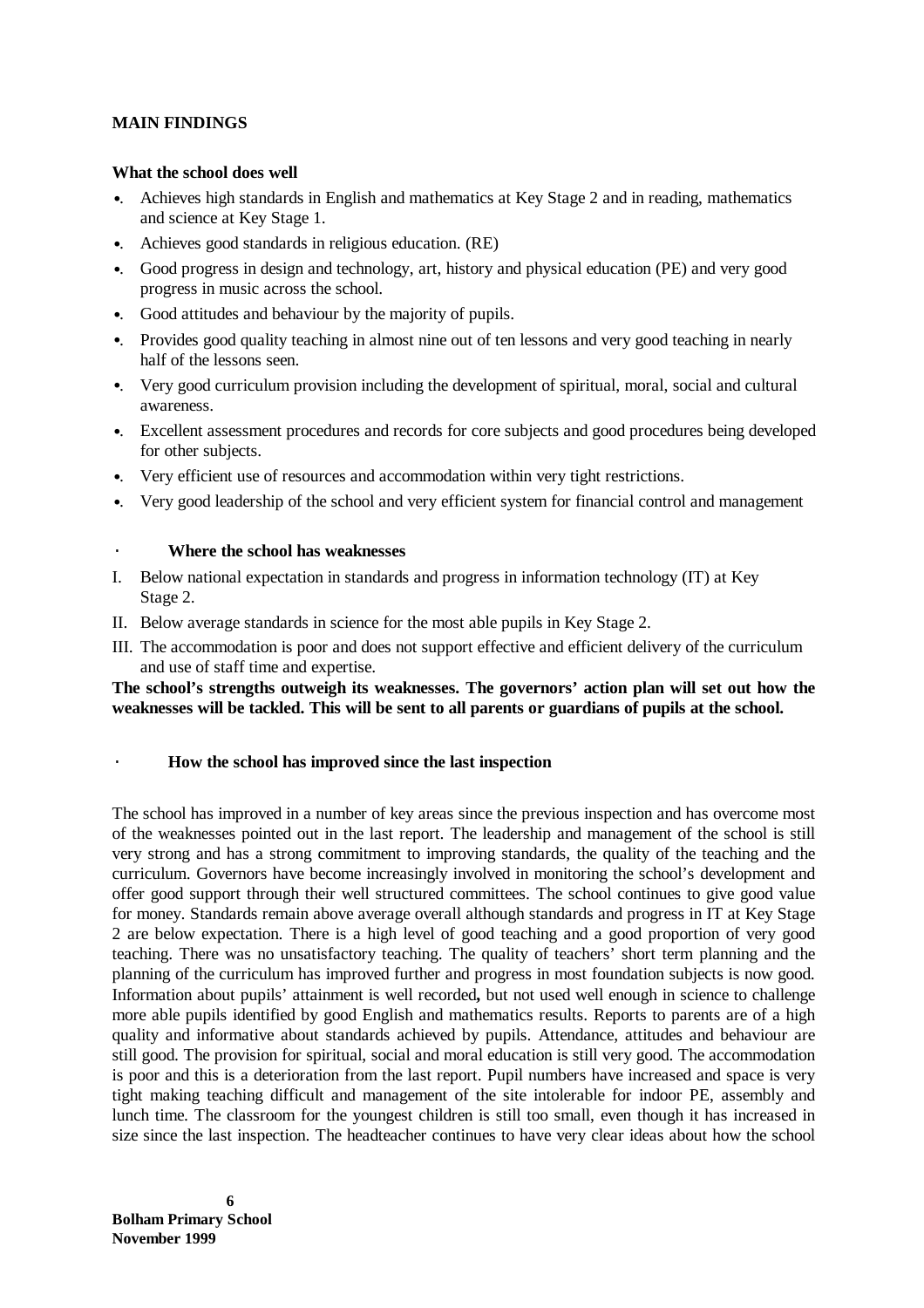## MAIN FINDINGS

### What the school does well

- Achieves high standards in English and mathematics at Key Stage 2 and in reading, mathematics and science at Key Stage 1.
- Achieves good standards in religious education. (RE)
- Good progress in design and technology, art, history and physical education (PE) and very good progress in music across the school.
- Good attitudes and behaviour by the majority of pupils.
- Provides good quality teaching in almost nine out of ten lessons and very good teaching in nearly half of the lessons seen.
- Very good curriculum provision including the development of spiritual, moral, social and cultural awareness.
- Excellent assessment procedures and records for core subjects and good procedures being developed for other subjects.
- Very efficient use of resources and accommodation within very tight restrictions.
- Very good leadership of the school and very efficient system for financial control and management

### Where the school has weaknesses

I. Below national expectation in standards and progress in information technology (IT) at Key Stage 2.

II. Below average standards in science for the most able pupils in Key Stage 2.

III. The accommodation is poor and does not support effective and efficient delivery of the curriculum and use of staff time and expertise.

**The school's strengths outweigh its weaknesses. The governors' action plan will set out how the weaknesses will be tackled. This will be sent to all parents or guardians of pupils at the school.**

### How the school has improved since the last inspection

The school has improved in a number of key areas since the previous inspection and has overcome most of the weaknesses pointed out in the last report. The leadership and management of the school is still very strong and has a strong commitment to improving standards, the quality of the teaching and the curriculum. Governors have become increasingly involved in monitoring the school's development and offer good support through their well structured committees. The school continues to give good value for money. Standards remain above average overall although standards and progress in IT at Key Stage 2 are below expectation. There is a high level of good teaching and a good proportion of very good teaching. There was no unsatisfactory teaching. The quality of teachers' short term planning and the planning of the curriculum has improved further and progress in most foundation subjects is now good. Information about pupils' attainment is well recorded**,** but not used well enough in science to challenge more able pupils identified by good English and mathematics results. Reports to parents are of a high quality and informative about standards achieved by pupils. Attendance, attitudes and behaviour are still good. The provision for spiritual, social and moral education is still very good. The accommodation is poor and this is a deterioration from the last report. Pupil numbers have increased and space is very tight making teaching difficult and management of the site intolerable for indoor PE, assembly and lunch time. The classroom for the youngest children is still too small, even though it has increased in size since the last inspection. The headteacher continues to have very clear ideas about how the school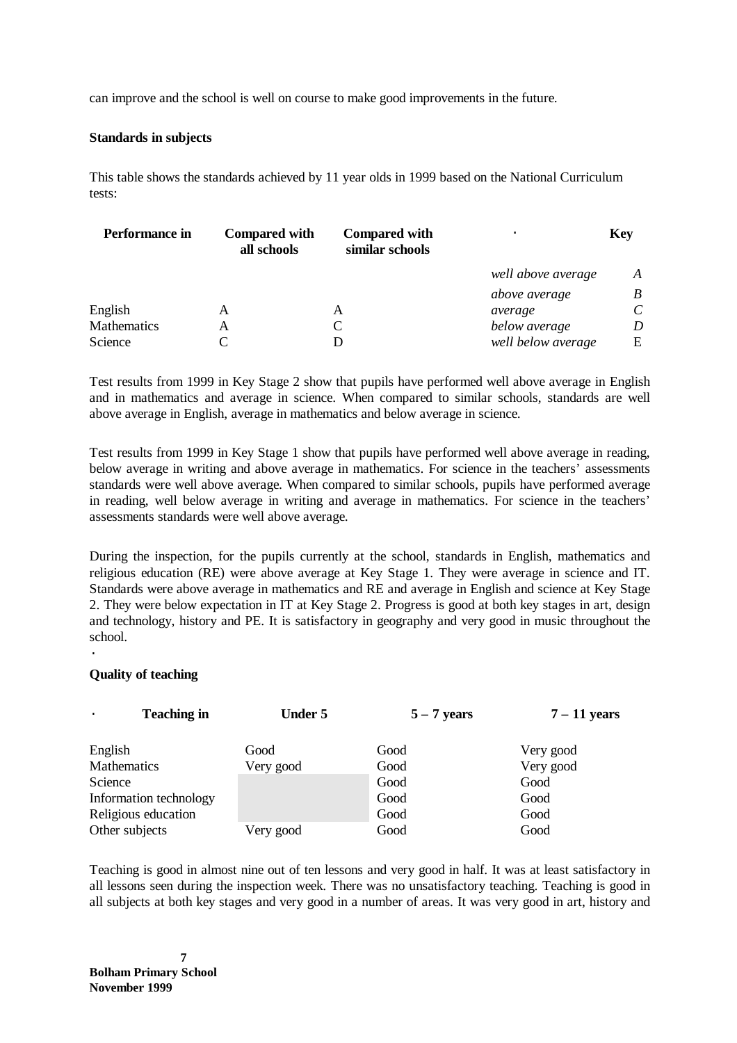can improve and the school is well on course to make good improvements in the future.

**Standards in subjects**

This table shows the standards achieved by 11 year olds in 1999 based on the National Curriculum tests:

| Performance in | Compared with all schools | Compared with similar schools | Key | |
|---|---|---|---|---|
| | | | *well above average* | *A* |
| | | | *above average* | *B* |
| English | A | A | *average* | *C* |
| Mathematics | A | C | *below average* | *D* |
| Science | C | D | *well below average* | E |

Test results from 1999 in Key Stage 2 show that pupils have performed well above average in English and in mathematics and average in science. When compared to similar schools, standards are well above average in English, average in mathematics and below average in science.

Test results from 1999 in Key Stage 1 show that pupils have performed well above average in reading, below average in writing and above average in mathematics. For science in the teachers' assessments standards were well above average. When compared to similar schools, pupils have performed average in reading, well below average in writing and average in mathematics. For science in the teachers' assessments standards were well above average.

During the inspection, for the pupils currently at the school, standards in English, mathematics and religious education (RE) were above average at Key Stage 1. They were average in science and IT. Standards were above average in mathematics and RE and average in English and science at Key Stage 2. They were below expectation in IT at Key Stage 2. Progress is good at both key stages in art, design and technology, history and PE. It is satisfactory in geography and very good in music throughout the school.

**Quality of teaching**

| Teaching in | Under 5 | 5 – 7 years | 7 – 11 years |
|---|---|---|---|
| English | Good | Good | Very good |
| Mathematics | Very good | Good | Very good |
| Science | | Good | Good |
| Information technology | | Good | Good |
| Religious education | | Good | Good |
| Other subjects | Very good | Good | Good |

Teaching is good in almost nine out of ten lessons and very good in half. It was at least satisfactory in all lessons seen during the inspection week. There was no unsatisfactory teaching. Teaching is good in all subjects at both key stages and very good in a number of areas. It was very good in art, history and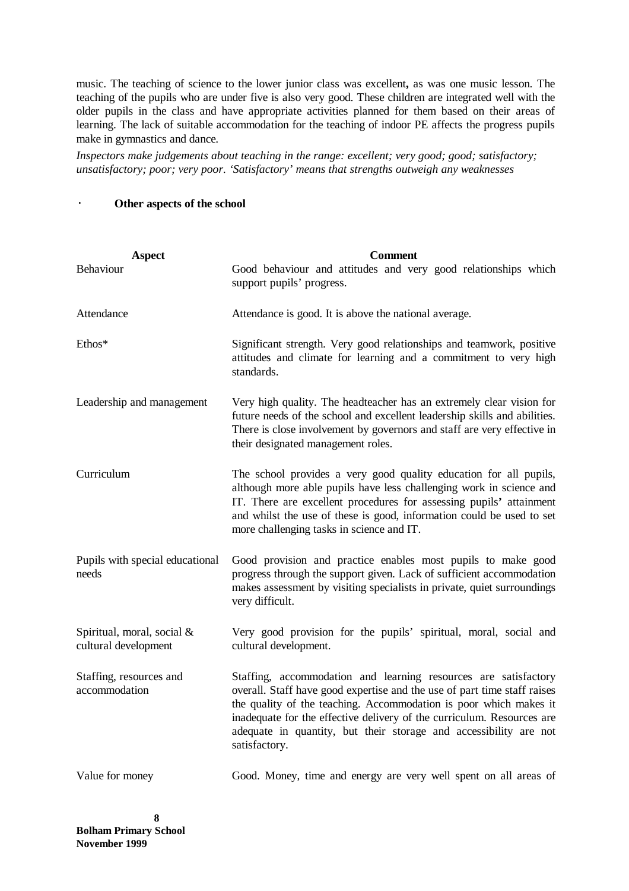music. The teaching of science to the lower junior class was excellent**,** as was one music lesson. The teaching of the pupils who are under five is also very good. These children are integrated well with the older pupils in the class and have appropriate activities planned for them based on their areas of learning. The lack of suitable accommodation for the teaching of indoor PE affects the progress pupils make in gymnastics and dance.

*Inspectors make judgements about teaching in the range: excellent; very good; good; satisfactory; unsatisfactory; poor; very poor. 'Satisfactory' means that strengths outweigh any weaknesses*

· **Other aspects of the school**

| Aspect | Comment |
|---|---|
| Behaviour | Good behaviour and attitudes and very good relationships which support pupils' progress. |
| Attendance | Attendance is good. It is above the national average. |
| Ethos* | Significant strength. Very good relationships and teamwork, positive attitudes and climate for learning and a commitment to very high standards. |
| Leadership and management | Very high quality. The headteacher has an extremely clear vision for future needs of the school and excellent leadership skills and abilities. There is close involvement by governors and staff are very effective in their designated management roles. |
| Curriculum | The school provides a very good quality education for all pupils, although more able pupils have less challenging work in science and IT. There are excellent procedures for assessing pupils**'** attainment and whilst the use of these is good, information could be used to set more challenging tasks in science and IT. |
| Pupils with special educational needs | Good provision and practice enables most pupils to make good progress through the support given. Lack of sufficient accommodation makes assessment by visiting specialists in private, quiet surroundings very difficult. |
| Spiritual, moral, social & cultural development | Very good provision for the pupils' spiritual, moral, social and cultural development. |
| Staffing, resources and accommodation | Staffing, accommodation and learning resources are satisfactory overall. Staff have good expertise and the use of part time staff raises the quality of the teaching. Accommodation is poor which makes it inadequate for the effective delivery of the curriculum. Resources are adequate in quantity, but their storage and accessibility are not satisfactory. |
| Value for money | Good. Money, time and energy are very well spent on all areas of |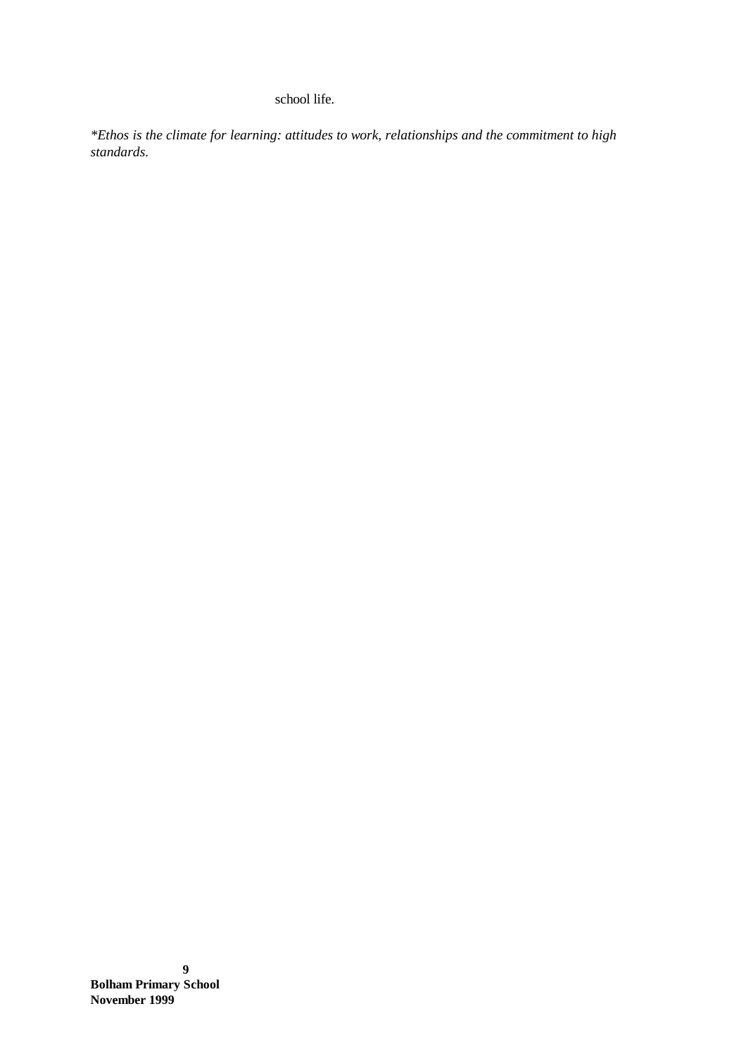school life.

*\*Ethos is the climate for learning: attitudes to work, relationships and the commitment to high standards.*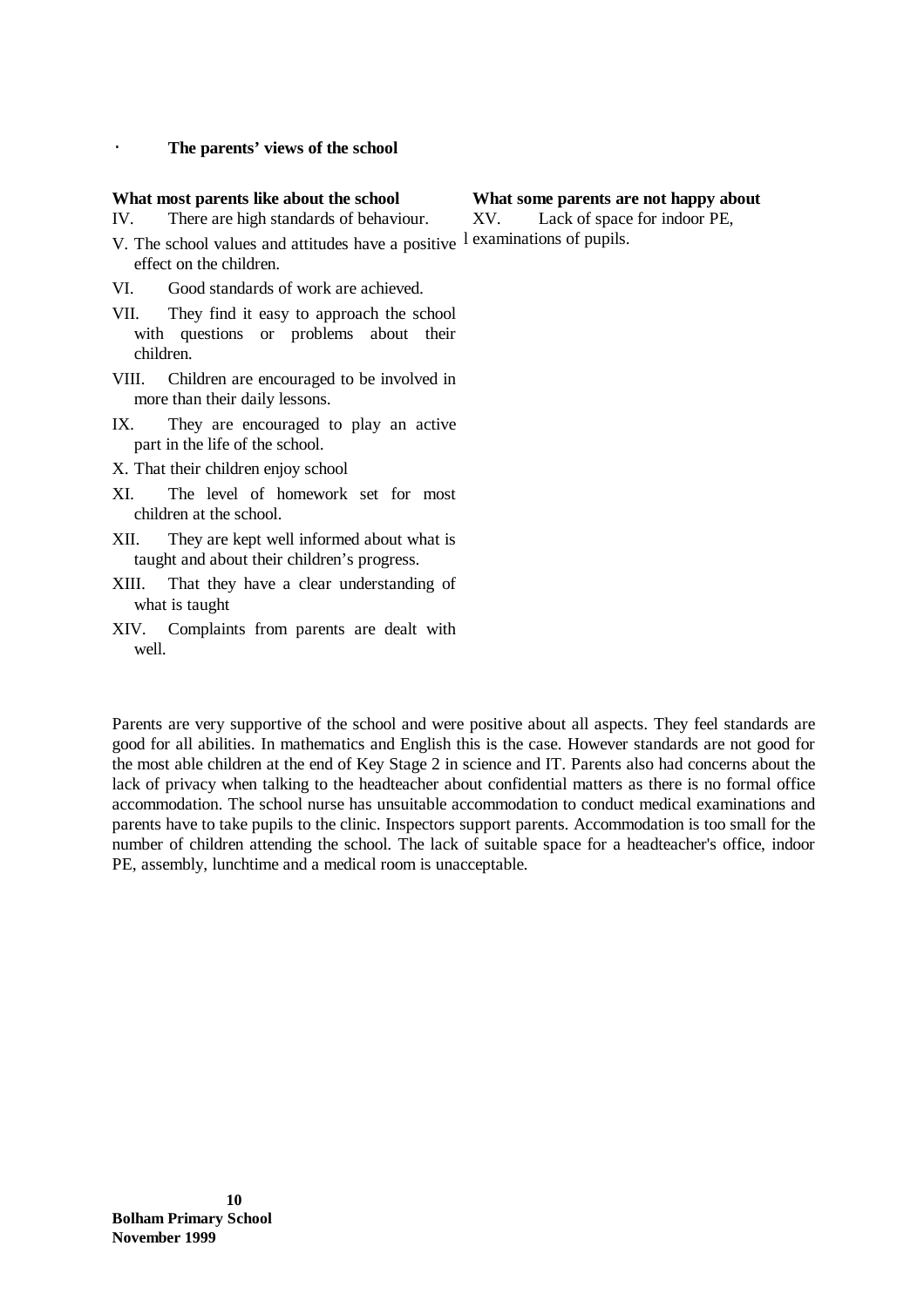## The parents' views of the school

**What most parents like about the school**

IV. There are high standards of behaviour.

V. The school values and attitudes have a positive effect on the children.

VI. Good standards of work are achieved.

VII. They find it easy to approach the school with questions or problems about their children.

VIII. Children are encouraged to be involved in more than their daily lessons.

IX. They are encouraged to play an active part in the life of the school.

X. That their children enjoy school

XI. The level of homework set for most children at the school.

XII. They are kept well informed about what is taught and about their children's progress.

XIII. That they have a clear understanding of what is taught

XIV. Complaints from parents are dealt with well.

**What some parents are not happy about**

XV. Lack of space for indoor PE,

l examinations of pupils.

Parents are very supportive of the school and were positive about all aspects. They feel standards are good for all abilities. In mathematics and English this is the case. However standards are not good for the most able children at the end of Key Stage 2 in science and IT. Parents also had concerns about the lack of privacy when talking to the headteacher about confidential matters as there is no formal office accommodation. The school nurse has unsuitable accommodation to conduct medical examinations and parents have to take pupils to the clinic. Inspectors support parents. Accommodation is too small for the number of children attending the school. The lack of suitable space for a headteacher's office, indoor PE, assembly, lunchtime and a medical room is unacceptable.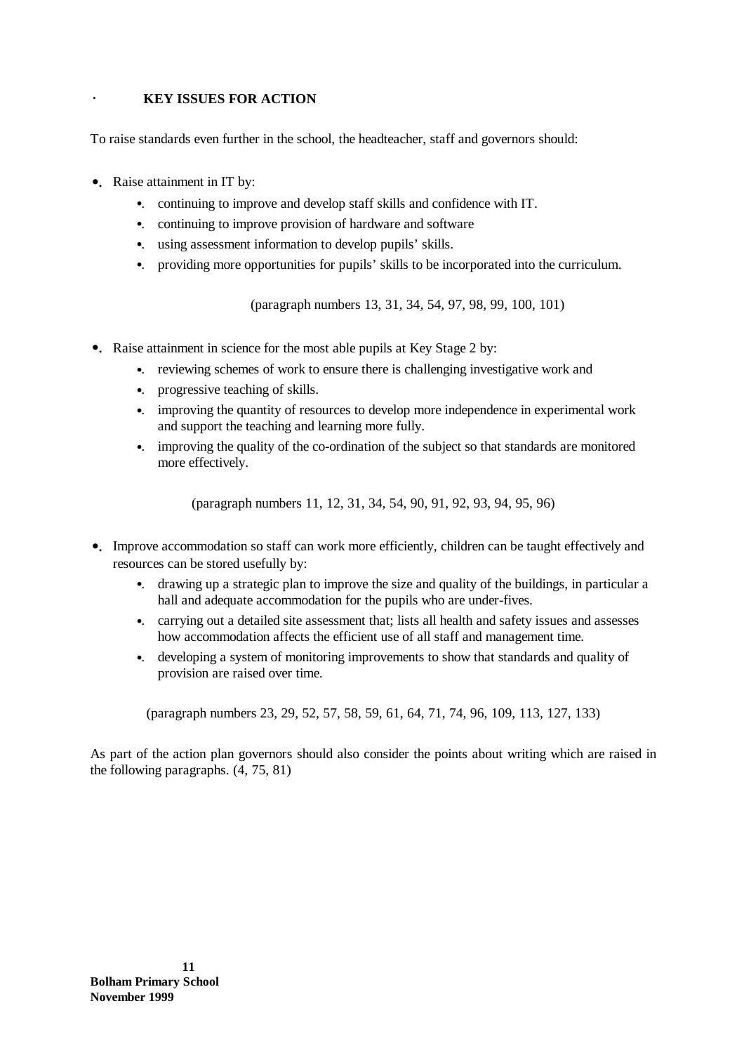## KEY ISSUES FOR ACTION

To raise standards even further in the school, the headteacher, staff and governors should:

- Raise attainment in IT by:
  - continuing to improve and develop staff skills and confidence with IT.
  - continuing to improve provision of hardware and software
  - using assessment information to develop pupils' skills.
  - providing more opportunities for pupils' skills to be incorporated into the curriculum.

  (paragraph numbers 13, 31, 34, 54, 97, 98, 99, 100, 101)

- Raise attainment in science for the most able pupils at Key Stage 2 by:
  - reviewing schemes of work to ensure there is challenging investigative work and
  - progressive teaching of skills.
  - improving the quantity of resources to develop more independence in experimental work and support the teaching and learning more fully.
  - improving the quality of the co-ordination of the subject so that standards are monitored more effectively.

  (paragraph numbers 11, 12, 31, 34, 54, 90, 91, 92, 93, 94, 95, 96)

- Improve accommodation so staff can work more efficiently, children can be taught effectively and resources can be stored usefully by:
  - drawing up a strategic plan to improve the size and quality of the buildings, in particular a hall and adequate accommodation for the pupils who are under-fives.
  - carrying out a detailed site assessment that; lists all health and safety issues and assesses how accommodation affects the efficient use of all staff and management time.
  - developing a system of monitoring improvements to show that standards and quality of provision are raised over time.

  (paragraph numbers 23, 29, 52, 57, 58, 59, 61, 64, 71, 74, 96, 109, 113, 127, 133)

As part of the action plan governors should also consider the points about writing which are raised in the following paragraphs. (4, 75, 81)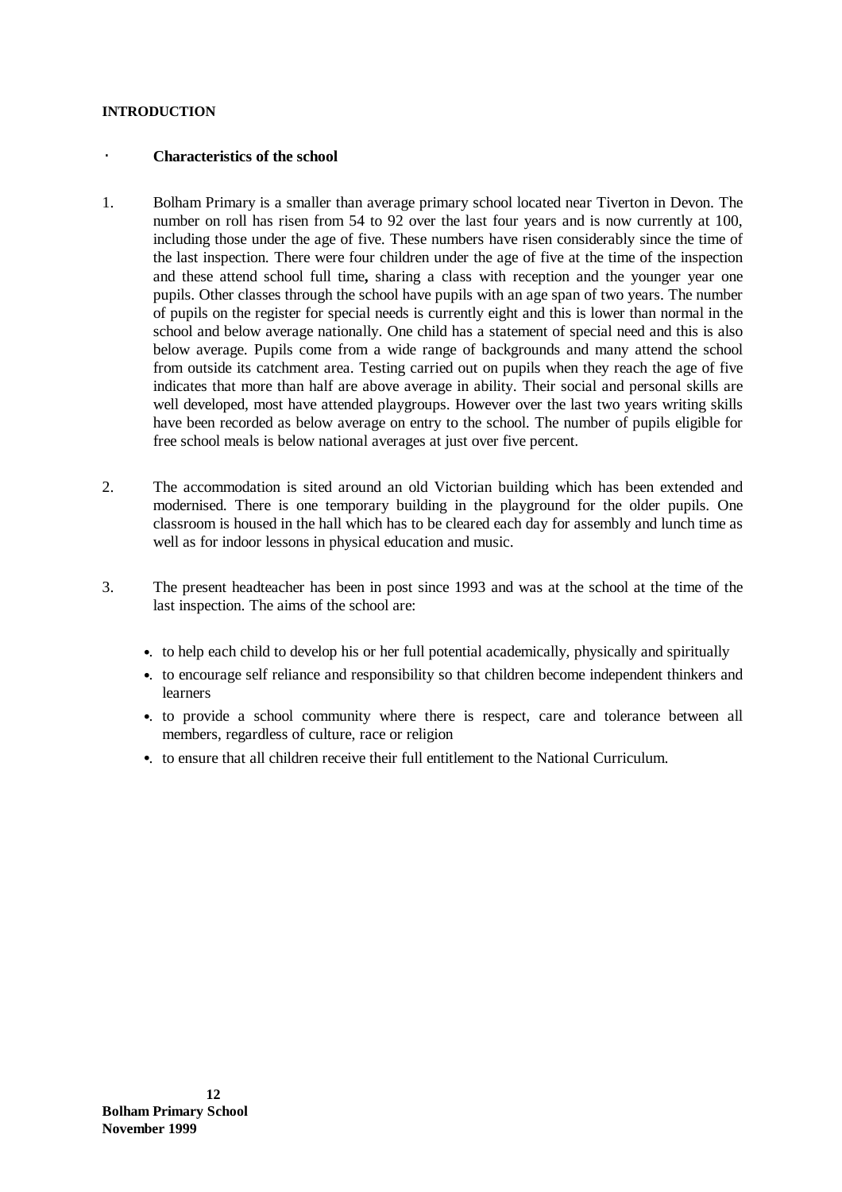**INTRODUCTION**

**Characteristics of the school**

1. Bolham Primary is a smaller than average primary school located near Tiverton in Devon. The number on roll has risen from 54 to 92 over the last four years and is now currently at 100, including those under the age of five. These numbers have risen considerably since the time of the last inspection. There were four children under the age of five at the time of the inspection and these attend school full time**,** sharing a class with reception and the younger year one pupils. Other classes through the school have pupils with an age span of two years. The number of pupils on the register for special needs is currently eight and this is lower than normal in the school and below average nationally. One child has a statement of special need and this is also below average. Pupils come from a wide range of backgrounds and many attend the school from outside its catchment area. Testing carried out on pupils when they reach the age of five indicates that more than half are above average in ability. Their social and personal skills are well developed, most have attended playgroups. However over the last two years writing skills have been recorded as below average on entry to the school. The number of pupils eligible for free school meals is below national averages at just over five percent.

2. The accommodation is sited around an old Victorian building which has been extended and modernised. There is one temporary building in the playground for the older pupils. One classroom is housed in the hall which has to be cleared each day for assembly and lunch time as well as for indoor lessons in physical education and music.

3. The present headteacher has been in post since 1993 and was at the school at the time of the last inspection. The aims of the school are:

- to help each child to develop his or her full potential academically, physically and spiritually
- to encourage self reliance and responsibility so that children become independent thinkers and learners
- to provide a school community where there is respect, care and tolerance between all members, regardless of culture, race or religion
- to ensure that all children receive their full entitlement to the National Curriculum.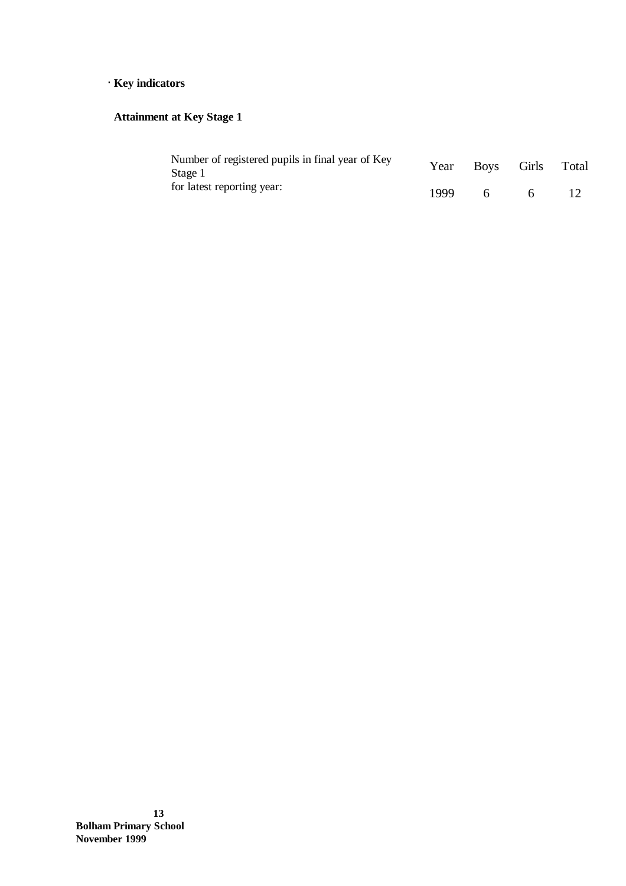· **Key indicators**

**Attainment at Key Stage 1**

| Number of registered pupils in final year of Key Stage 1 for latest reporting year: | Year | Boys | Girls | Total |
|---|---|---|---|---|
| | 1999 | 6 | 6 | 12 |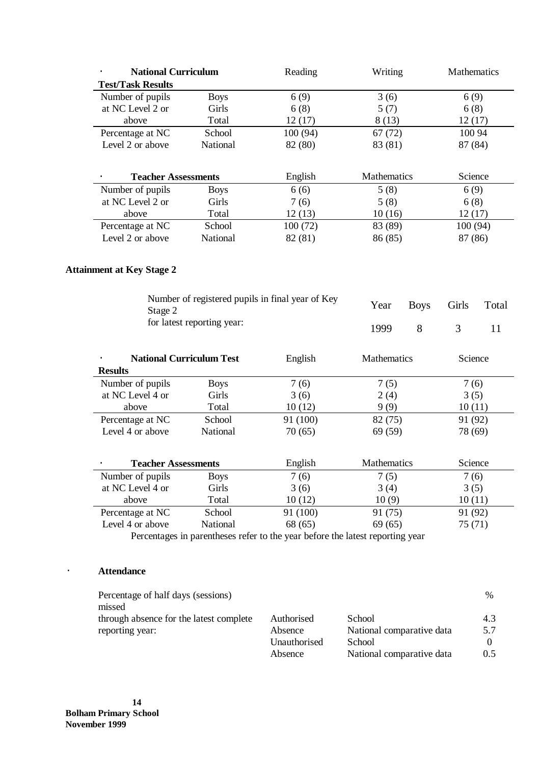| National Curriculum Test/Task Results | | Reading | Writing | Mathematics |
|---|---|---|---|---|
| Number of pupils at NC Level 2 or above | Boys | 6 (9) | 3 (6) | 6 (9) |
| | Girls | 6 (8) | 5 (7) | 6 (8) |
| | Total | 12 (17) | 8 (13) | 12 (17) |
| Percentage at NC Level 2 or above | School | 100 (94) | 67 (72) | 100 94 |
| | National | 82 (80) | 83 (81) | 87 (84) |

| Teacher Assessments | | English | Mathematics | Science |
|---|---|---|---|---|
| Number of pupils at NC Level 2 or above | Boys | 6 (6) | 5 (8) | 6 (9) |
| | Girls | 7 (6) | 5 (8) | 6 (8) |
| | Total | 12 (13) | 10 (16) | 12 (17) |
| Percentage at NC Level 2 or above | School | 100 (72) | 83 (89) | 100 (94) |
| | National | 82 (81) | 86 (85) | 87 (86) |

## Attainment at Key Stage 2

| Number of registered pupils in final year of Key Stage 2 for latest reporting year: | Year | Boys | Girls | Total |
|---|---|---|---|---|
| | 1999 | 8 | 3 | 11 |

| National Curriculum Test Results | | English | Mathematics | Science |
|---|---|---|---|---|
| Number of pupils at NC Level 4 or above | Boys | 7 (6) | 7 (5) | 7 (6) |
| | Girls | 3 (6) | 2 (4) | 3 (5) |
| | Total | 10 (12) | 9 (9) | 10 (11) |
| Percentage at NC Level 4 or above | School | 91 (100) | 82 (75) | 91 (92) |
| | National | 70 (65) | 69 (59) | 78 (69) |

| Teacher Assessments | | English | Mathematics | Science |
|---|---|---|---|---|
| Number of pupils at NC Level 4 or above | Boys | 7 (6) | 7 (5) | 7 (6) |
| | Girls | 3 (6) | 3 (4) | 3 (5) |
| | Total | 10 (12) | 10 (9) | 10 (11) |
| Percentage at NC Level 4 or above | School | 91 (100) | 91 (75) | 91 (92) |
| | National | 68 (65) | 69 (65) | 75 (71) |

Percentages in parentheses refer to the year before the latest reporting year

- **Attendance**

| Percentage of half days (sessions) missed through absence for the latest complete reporting year: | | | % |
|---|---|---|---|
| | Authorised Absence | School | 4.3 |
| | | National comparative data | 5.7 |
| | Unauthorised Absence | School | 0 |
| | | National comparative data | 0.5 |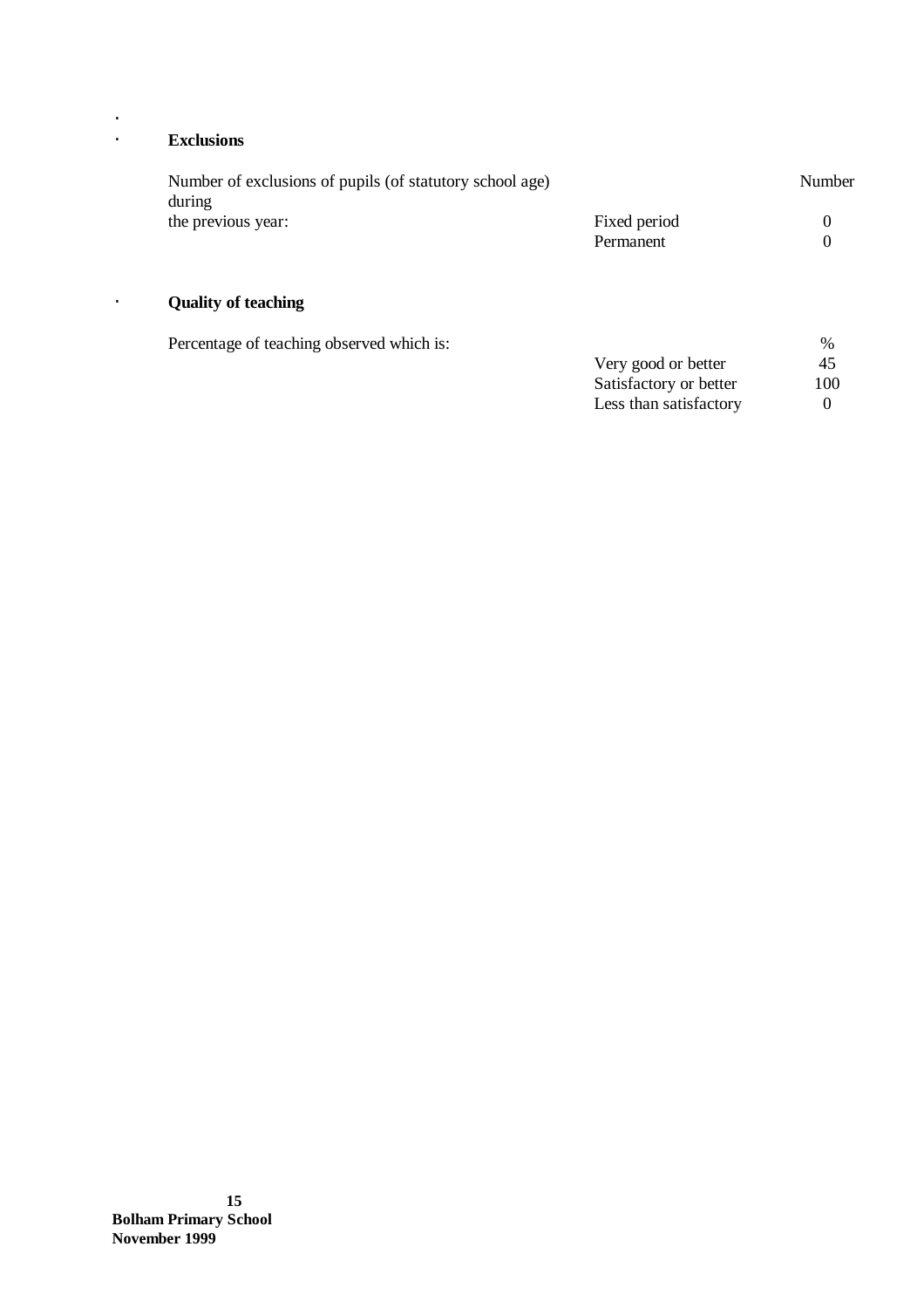- **Exclusions**

| Number of exclusions of pupils (of statutory school age) during the previous year: | | Number |
|---|---|---|
| | Fixed period | 0 |
| | Permanent | 0 |

- **Quality of teaching**

| Percentage of teaching observed which is: | | % |
|---|---|---|
| | Very good or better | 45 |
| | Satisfactory or better | 100 |
| | Less than satisfactory | 0 |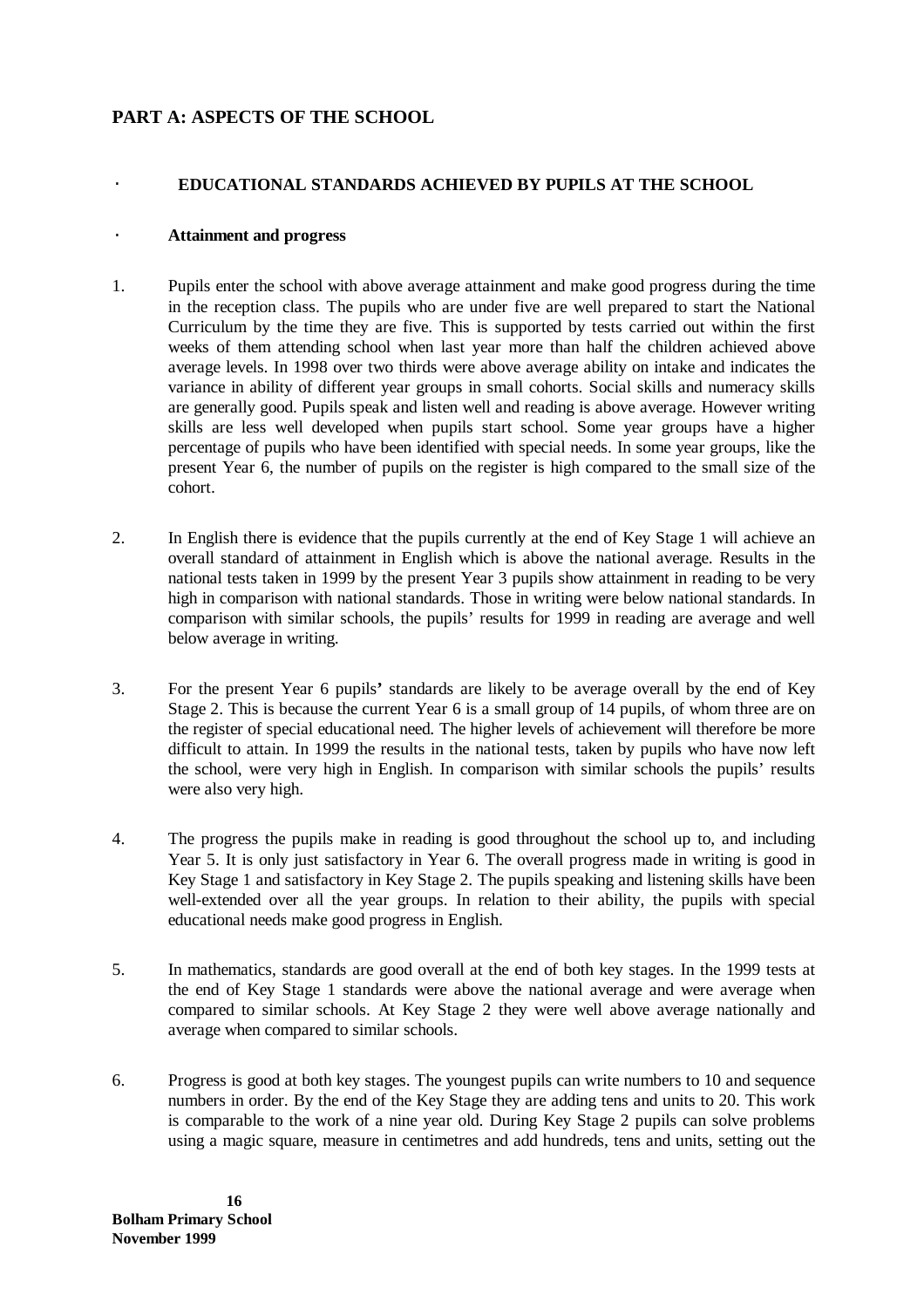## PART A: ASPECTS OF THE SCHOOL

### · EDUCATIONAL STANDARDS ACHIEVED BY PUPILS AT THE SCHOOL

#### · Attainment and progress

1. Pupils enter the school with above average attainment and make good progress during the time in the reception class. The pupils who are under five are well prepared to start the National Curriculum by the time they are five. This is supported by tests carried out within the first weeks of them attending school when last year more than half the children achieved above average levels. In 1998 over two thirds were above average ability on intake and indicates the variance in ability of different year groups in small cohorts. Social skills and numeracy skills are generally good. Pupils speak and listen well and reading is above average. However writing skills are less well developed when pupils start school. Some year groups have a higher percentage of pupils who have been identified with special needs. In some year groups, like the present Year 6, the number of pupils on the register is high compared to the small size of the cohort.

2. In English there is evidence that the pupils currently at the end of Key Stage 1 will achieve an overall standard of attainment in English which is above the national average. Results in the national tests taken in 1999 by the present Year 3 pupils show attainment in reading to be very high in comparison with national standards. Those in writing were below national standards. In comparison with similar schools, the pupils' results for 1999 in reading are average and well below average in writing.

3. For the present Year 6 pupils' standards are likely to be average overall by the end of Key Stage 2. This is because the current Year 6 is a small group of 14 pupils, of whom three are on the register of special educational need. The higher levels of achievement will therefore be more difficult to attain. In 1999 the results in the national tests, taken by pupils who have now left the school, were very high in English. In comparison with similar schools the pupils' results were also very high.

4. The progress the pupils make in reading is good throughout the school up to, and including Year 5. It is only just satisfactory in Year 6. The overall progress made in writing is good in Key Stage 1 and satisfactory in Key Stage 2. The pupils speaking and listening skills have been well-extended over all the year groups. In relation to their ability, the pupils with special educational needs make good progress in English.

5. In mathematics, standards are good overall at the end of both key stages. In the 1999 tests at the end of Key Stage 1 standards were above the national average and were average when compared to similar schools. At Key Stage 2 they were well above average nationally and average when compared to similar schools.

6. Progress is good at both key stages. The youngest pupils can write numbers to 10 and sequence numbers in order. By the end of the Key Stage they are adding tens and units to 20. This work is comparable to the work of a nine year old. During Key Stage 2 pupils can solve problems using a magic square, measure in centimetres and add hundreds, tens and units, setting out the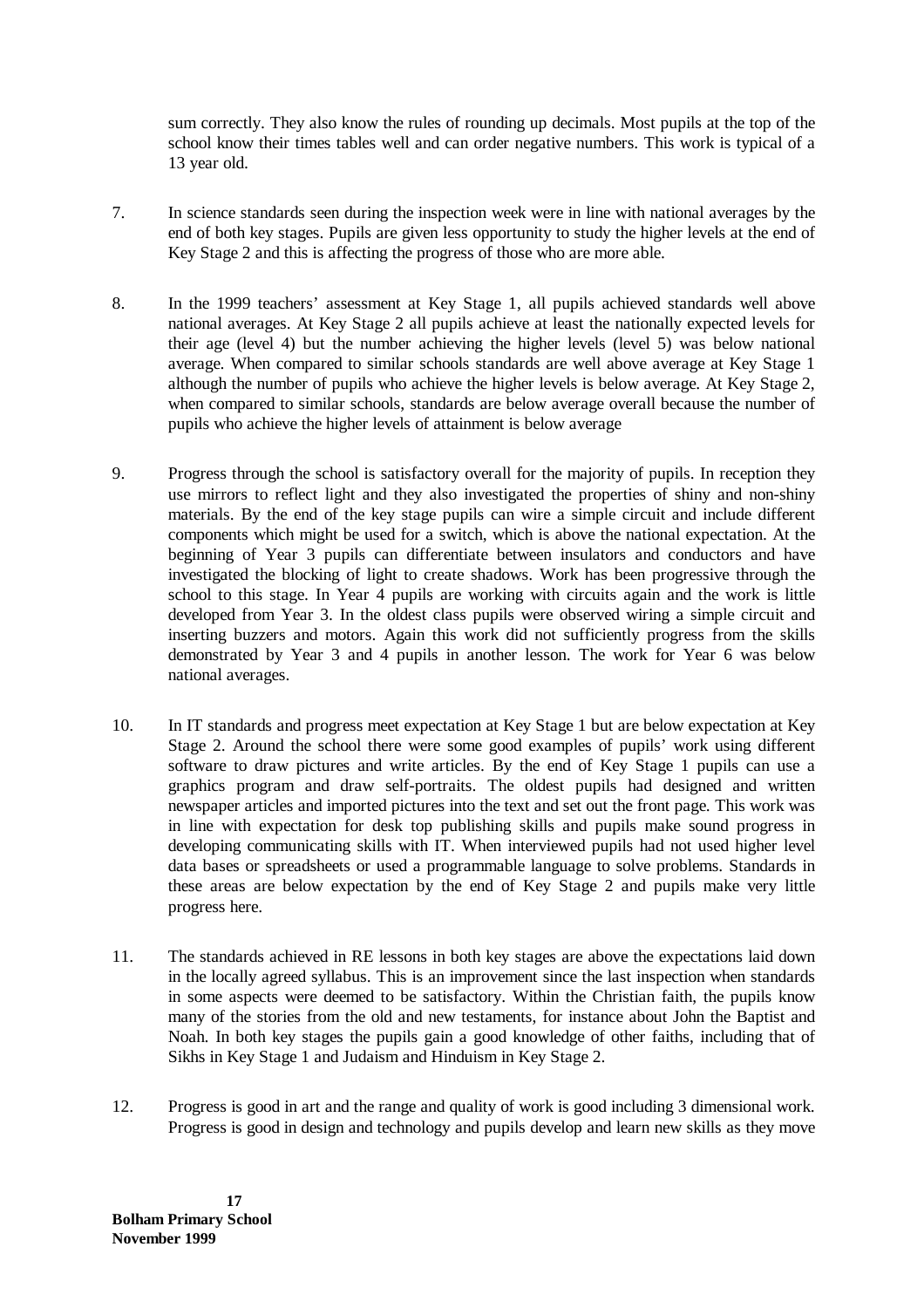sum correctly. They also know the rules of rounding up decimals. Most pupils at the top of the school know their times tables well and can order negative numbers. This work is typical of a 13 year old.

7. In science standards seen during the inspection week were in line with national averages by the end of both key stages. Pupils are given less opportunity to study the higher levels at the end of Key Stage 2 and this is affecting the progress of those who are more able.

8. In the 1999 teachers' assessment at Key Stage 1, all pupils achieved standards well above national averages. At Key Stage 2 all pupils achieve at least the nationally expected levels for their age (level 4) but the number achieving the higher levels (level 5) was below national average. When compared to similar schools standards are well above average at Key Stage 1 although the number of pupils who achieve the higher levels is below average. At Key Stage 2, when compared to similar schools, standards are below average overall because the number of pupils who achieve the higher levels of attainment is below average

9. Progress through the school is satisfactory overall for the majority of pupils. In reception they use mirrors to reflect light and they also investigated the properties of shiny and non-shiny materials. By the end of the key stage pupils can wire a simple circuit and include different components which might be used for a switch, which is above the national expectation. At the beginning of Year 3 pupils can differentiate between insulators and conductors and have investigated the blocking of light to create shadows. Work has been progressive through the school to this stage. In Year 4 pupils are working with circuits again and the work is little developed from Year 3. In the oldest class pupils were observed wiring a simple circuit and inserting buzzers and motors. Again this work did not sufficiently progress from the skills demonstrated by Year 3 and 4 pupils in another lesson. The work for Year 6 was below national averages.

10. In IT standards and progress meet expectation at Key Stage 1 but are below expectation at Key Stage 2. Around the school there were some good examples of pupils' work using different software to draw pictures and write articles. By the end of Key Stage 1 pupils can use a graphics program and draw self-portraits. The oldest pupils had designed and written newspaper articles and imported pictures into the text and set out the front page. This work was in line with expectation for desk top publishing skills and pupils make sound progress in developing communicating skills with IT. When interviewed pupils had not used higher level data bases or spreadsheets or used a programmable language to solve problems. Standards in these areas are below expectation by the end of Key Stage 2 and pupils make very little progress here.

11. The standards achieved in RE lessons in both key stages are above the expectations laid down in the locally agreed syllabus. This is an improvement since the last inspection when standards in some aspects were deemed to be satisfactory. Within the Christian faith, the pupils know many of the stories from the old and new testaments, for instance about John the Baptist and Noah. In both key stages the pupils gain a good knowledge of other faiths, including that of Sikhs in Key Stage 1 and Judaism and Hinduism in Key Stage 2.

12. Progress is good in art and the range and quality of work is good including 3 dimensional work. Progress is good in design and technology and pupils develop and learn new skills as they move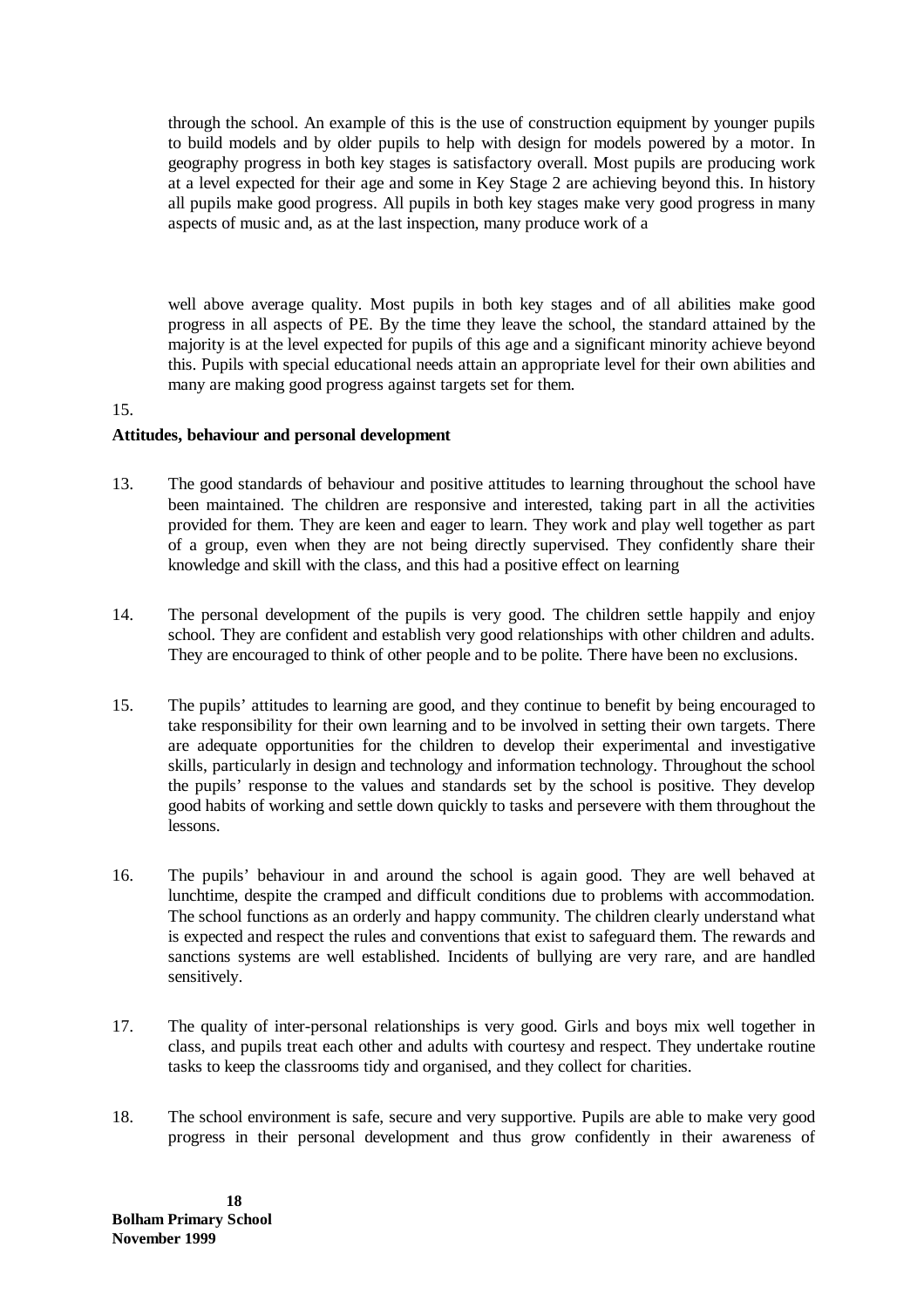through the school. An example of this is the use of construction equipment by younger pupils to build models and by older pupils to help with design for models powered by a motor. In geography progress in both key stages is satisfactory overall. Most pupils are producing work at a level expected for their age and some in Key Stage 2 are achieving beyond this. In history all pupils make good progress. All pupils in both key stages make very good progress in many aspects of music and, as at the last inspection, many produce work of a

well above average quality. Most pupils in both key stages and of all abilities make good progress in all aspects of PE. By the time they leave the school, the standard attained by the majority is at the level expected for pupils of this age and a significant minority achieve beyond this. Pupils with special educational needs attain an appropriate level for their own abilities and many are making good progress against targets set for them.

15.

**Attitudes, behaviour and personal development**

13. The good standards of behaviour and positive attitudes to learning throughout the school have been maintained. The children are responsive and interested, taking part in all the activities provided for them. They are keen and eager to learn. They work and play well together as part of a group, even when they are not being directly supervised. They confidently share their knowledge and skill with the class, and this had a positive effect on learning

14. The personal development of the pupils is very good. The children settle happily and enjoy school. They are confident and establish very good relationships with other children and adults. They are encouraged to think of other people and to be polite. There have been no exclusions.

15. The pupils' attitudes to learning are good, and they continue to benefit by being encouraged to take responsibility for their own learning and to be involved in setting their own targets. There are adequate opportunities for the children to develop their experimental and investigative skills, particularly in design and technology and information technology. Throughout the school the pupils' response to the values and standards set by the school is positive. They develop good habits of working and settle down quickly to tasks and persevere with them throughout the lessons.

16. The pupils' behaviour in and around the school is again good. They are well behaved at lunchtime, despite the cramped and difficult conditions due to problems with accommodation. The school functions as an orderly and happy community. The children clearly understand what is expected and respect the rules and conventions that exist to safeguard them. The rewards and sanctions systems are well established. Incidents of bullying are very rare, and are handled sensitively.

17. The quality of inter-personal relationships is very good. Girls and boys mix well together in class, and pupils treat each other and adults with courtesy and respect. They undertake routine tasks to keep the classrooms tidy and organised, and they collect for charities.

18. The school environment is safe, secure and very supportive. Pupils are able to make very good progress in their personal development and thus grow confidently in their awareness of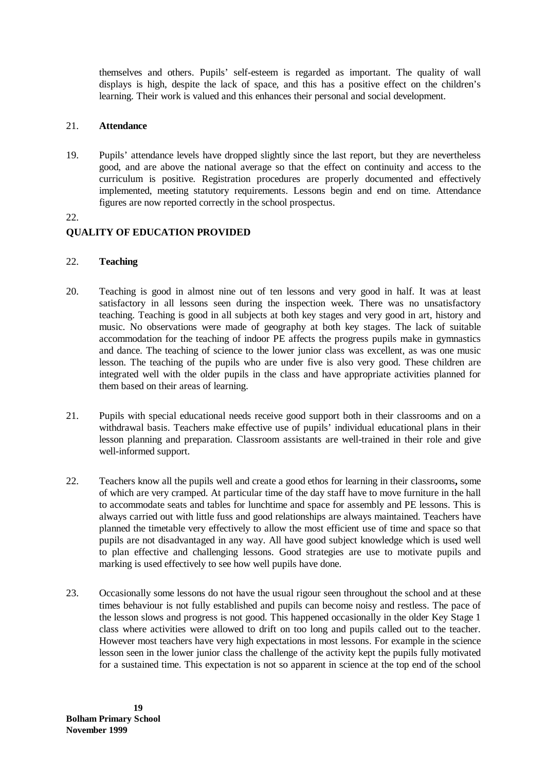themselves and others. Pupils' self-esteem is regarded as important. The quality of wall displays is high, despite the lack of space, and this has a positive effect on the children's learning. Their work is valued and this enhances their personal and social development.

21. **Attendance**

19. Pupils' attendance levels have dropped slightly since the last report, but they are nevertheless good, and are above the national average so that the effect on continuity and access to the curriculum is positive. Registration procedures are properly documented and effectively implemented, meeting statutory requirements. Lessons begin and end on time. Attendance figures are now reported correctly in the school prospectus.

22.

## QUALITY OF EDUCATION PROVIDED

22. **Teaching**

20. Teaching is good in almost nine out of ten lessons and very good in half. It was at least satisfactory in all lessons seen during the inspection week. There was no unsatisfactory teaching. Teaching is good in all subjects at both key stages and very good in art, history and music. No observations were made of geography at both key stages. The lack of suitable accommodation for the teaching of indoor PE affects the progress pupils make in gymnastics and dance. The teaching of science to the lower junior class was excellent, as was one music lesson. The teaching of the pupils who are under five is also very good. These children are integrated well with the older pupils in the class and have appropriate activities planned for them based on their areas of learning.

21. Pupils with special educational needs receive good support both in their classrooms and on a withdrawal basis. Teachers make effective use of pupils' individual educational plans in their lesson planning and preparation. Classroom assistants are well-trained in their role and give well-informed support.

22. Teachers know all the pupils well and create a good ethos for learning in their classrooms**,** some of which are very cramped. At particular time of the day staff have to move furniture in the hall to accommodate seats and tables for lunchtime and space for assembly and PE lessons. This is always carried out with little fuss and good relationships are always maintained. Teachers have planned the timetable very effectively to allow the most efficient use of time and space so that pupils are not disadvantaged in any way. All have good subject knowledge which is used well to plan effective and challenging lessons. Good strategies are use to motivate pupils and marking is used effectively to see how well pupils have done.

23. Occasionally some lessons do not have the usual rigour seen throughout the school and at these times behaviour is not fully established and pupils can become noisy and restless. The pace of the lesson slows and progress is not good. This happened occasionally in the older Key Stage 1 class where activities were allowed to drift on too long and pupils called out to the teacher. However most teachers have very high expectations in most lessons. For example in the science lesson seen in the lower junior class the challenge of the activity kept the pupils fully motivated for a sustained time. This expectation is not so apparent in science at the top end of the school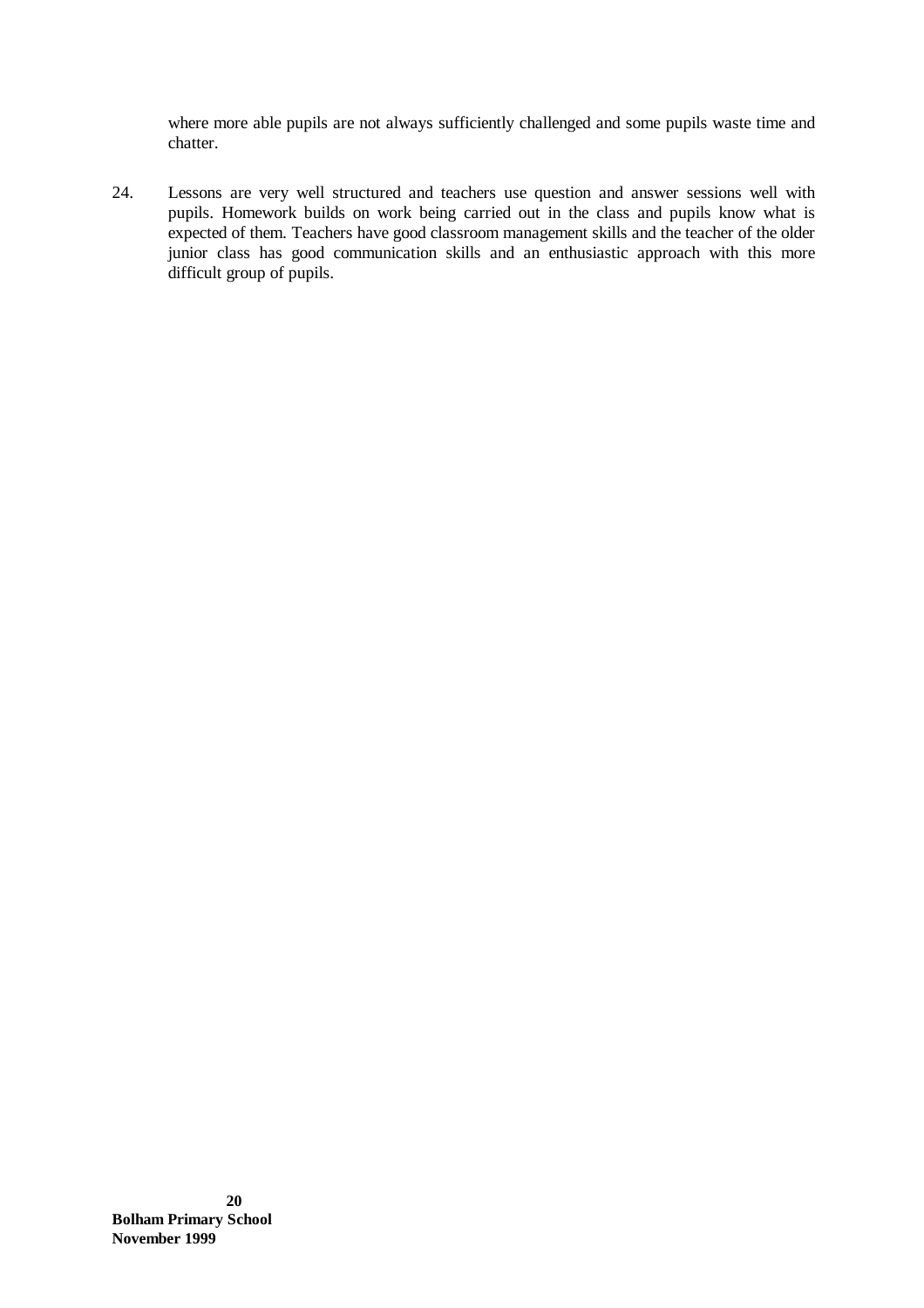where more able pupils are not always sufficiently challenged and some pupils waste time and chatter.

24. Lessons are very well structured and teachers use question and answer sessions well with pupils. Homework builds on work being carried out in the class and pupils know what is expected of them. Teachers have good classroom management skills and the teacher of the older junior class has good communication skills and an enthusiastic approach with this more difficult group of pupils.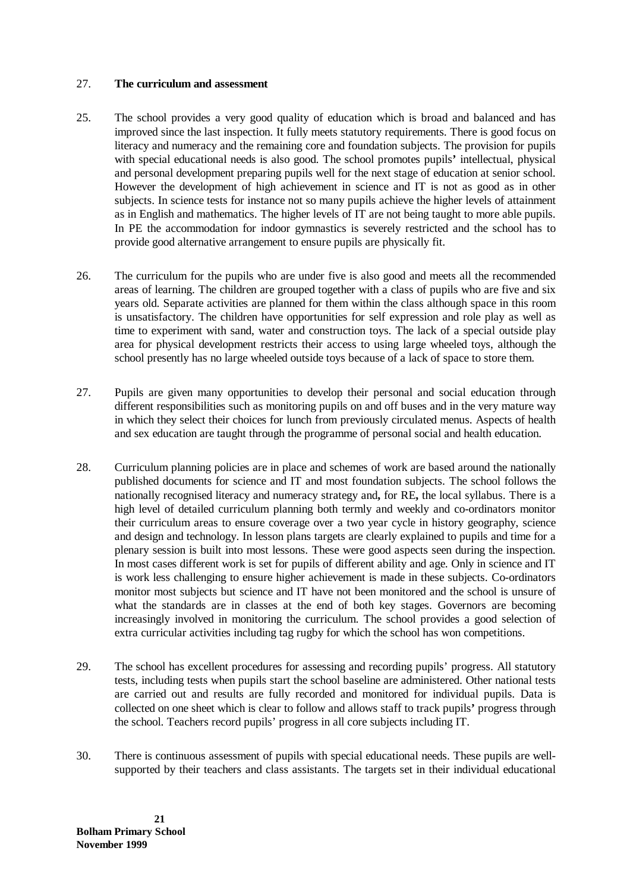27. **The curriculum and assessment**

25. The school provides a very good quality of education which is broad and balanced and has improved since the last inspection. It fully meets statutory requirements. There is good focus on literacy and numeracy and the remaining core and foundation subjects. The provision for pupils with special educational needs is also good. The school promotes pupils**'** intellectual, physical and personal development preparing pupils well for the next stage of education at senior school. However the development of high achievement in science and IT is not as good as in other subjects. In science tests for instance not so many pupils achieve the higher levels of attainment as in English and mathematics. The higher levels of IT are not being taught to more able pupils. In PE the accommodation for indoor gymnastics is severely restricted and the school has to provide good alternative arrangement to ensure pupils are physically fit.

26. The curriculum for the pupils who are under five is also good and meets all the recommended areas of learning. The children are grouped together with a class of pupils who are five and six years old. Separate activities are planned for them within the class although space in this room is unsatisfactory. The children have opportunities for self expression and role play as well as time to experiment with sand, water and construction toys. The lack of a special outside play area for physical development restricts their access to using large wheeled toys, although the school presently has no large wheeled outside toys because of a lack of space to store them.

27. Pupils are given many opportunities to develop their personal and social education through different responsibilities such as monitoring pupils on and off buses and in the very mature way in which they select their choices for lunch from previously circulated menus. Aspects of health and sex education are taught through the programme of personal social and health education.

28. Curriculum planning policies are in place and schemes of work are based around the nationally published documents for science and IT and most foundation subjects. The school follows the nationally recognised literacy and numeracy strategy and**,** for RE**,** the local syllabus. There is a high level of detailed curriculum planning both termly and weekly and co-ordinators monitor their curriculum areas to ensure coverage over a two year cycle in history geography, science and design and technology. In lesson plans targets are clearly explained to pupils and time for a plenary session is built into most lessons. These were good aspects seen during the inspection. In most cases different work is set for pupils of different ability and age. Only in science and IT is work less challenging to ensure higher achievement is made in these subjects. Co-ordinators monitor most subjects but science and IT have not been monitored and the school is unsure of what the standards are in classes at the end of both key stages. Governors are becoming increasingly involved in monitoring the curriculum. The school provides a good selection of extra curricular activities including tag rugby for which the school has won competitions.

29. The school has excellent procedures for assessing and recording pupils' progress. All statutory tests, including tests when pupils start the school baseline are administered. Other national tests are carried out and results are fully recorded and monitored for individual pupils. Data is collected on one sheet which is clear to follow and allows staff to track pupils**'** progress through the school. Teachers record pupils' progress in all core subjects including IT.

30. There is continuous assessment of pupils with special educational needs. These pupils are well-supported by their teachers and class assistants. The targets set in their individual educational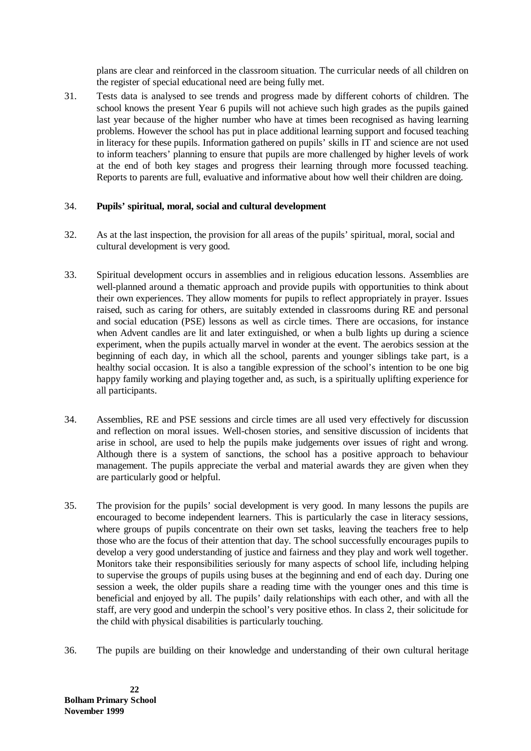plans are clear and reinforced in the classroom situation. The curricular needs of all children on the register of special educational need are being fully met.

31. Tests data is analysed to see trends and progress made by different cohorts of children. The school knows the present Year 6 pupils will not achieve such high grades as the pupils gained last year because of the higher number who have at times been recognised as having learning problems. However the school has put in place additional learning support and focused teaching in literacy for these pupils. Information gathered on pupils' skills in IT and science are not used to inform teachers' planning to ensure that pupils are more challenged by higher levels of work at the end of both key stages and progress their learning through more focussed teaching. Reports to parents are full, evaluative and informative about how well their children are doing.

### 34. Pupils' spiritual, moral, social and cultural development

32. As at the last inspection, the provision for all areas of the pupils' spiritual, moral, social and cultural development is very good.

33. Spiritual development occurs in assemblies and in religious education lessons. Assemblies are well-planned around a thematic approach and provide pupils with opportunities to think about their own experiences. They allow moments for pupils to reflect appropriately in prayer. Issues raised, such as caring for others, are suitably extended in classrooms during RE and personal and social education (PSE) lessons as well as circle times. There are occasions, for instance when Advent candles are lit and later extinguished, or when a bulb lights up during a science experiment, when the pupils actually marvel in wonder at the event. The aerobics session at the beginning of each day, in which all the school, parents and younger siblings take part, is a healthy social occasion. It is also a tangible expression of the school's intention to be one big happy family working and playing together and, as such, is a spiritually uplifting experience for all participants.

34. Assemblies, RE and PSE sessions and circle times are all used very effectively for discussion and reflection on moral issues. Well-chosen stories, and sensitive discussion of incidents that arise in school, are used to help the pupils make judgements over issues of right and wrong. Although there is a system of sanctions, the school has a positive approach to behaviour management. The pupils appreciate the verbal and material awards they are given when they are particularly good or helpful.

35. The provision for the pupils' social development is very good. In many lessons the pupils are encouraged to become independent learners. This is particularly the case in literacy sessions, where groups of pupils concentrate on their own set tasks, leaving the teachers free to help those who are the focus of their attention that day. The school successfully encourages pupils to develop a very good understanding of justice and fairness and they play and work well together. Monitors take their responsibilities seriously for many aspects of school life, including helping to supervise the groups of pupils using buses at the beginning and end of each day. During one session a week, the older pupils share a reading time with the younger ones and this time is beneficial and enjoyed by all. The pupils' daily relationships with each other, and with all the staff, are very good and underpin the school's very positive ethos. In class 2, their solicitude for the child with physical disabilities is particularly touching.

36. The pupils are building on their knowledge and understanding of their own cultural heritage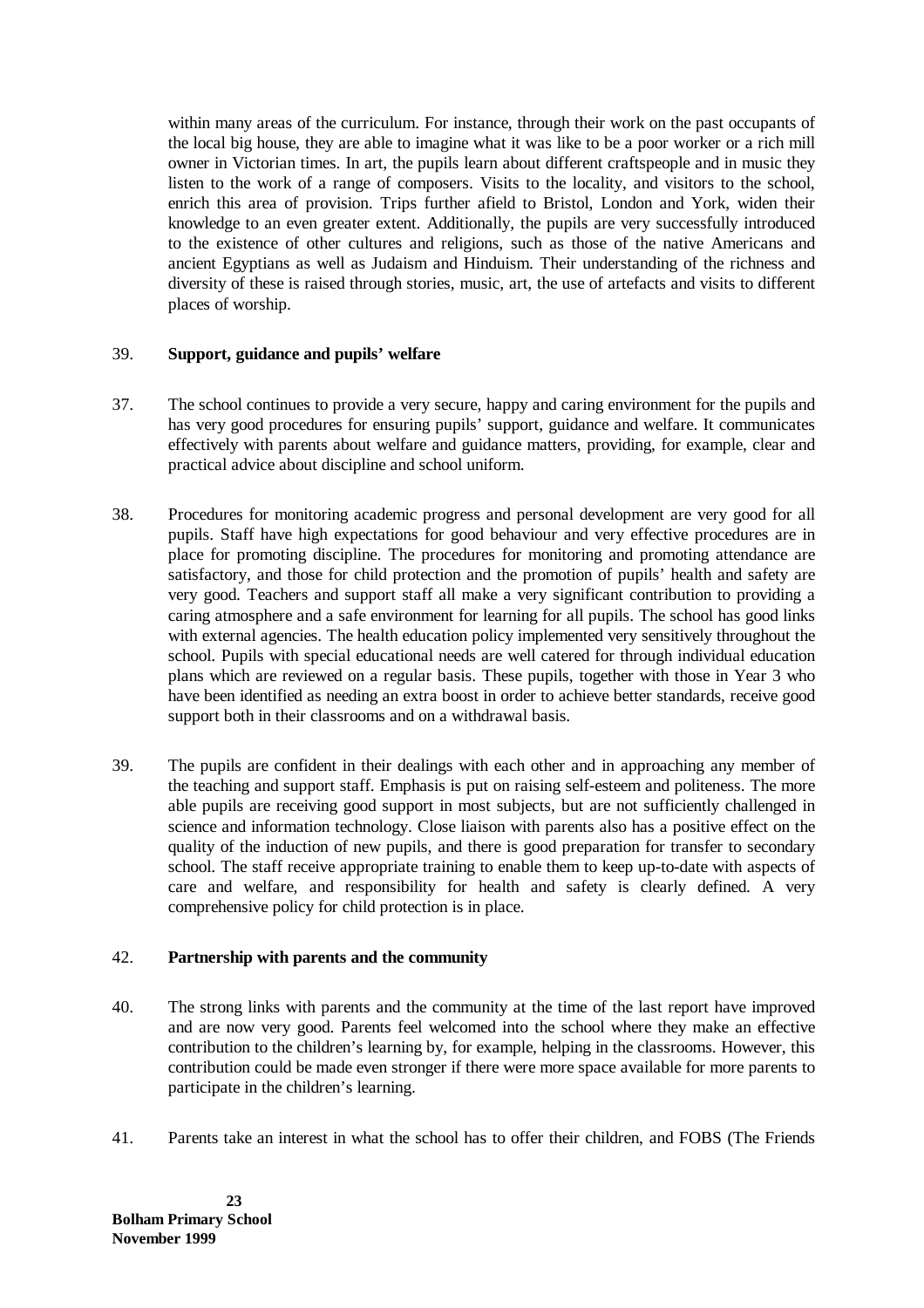within many areas of the curriculum. For instance, through their work on the past occupants of the local big house, they are able to imagine what it was like to be a poor worker or a rich mill owner in Victorian times. In art, the pupils learn about different craftspeople and in music they listen to the work of a range of composers. Visits to the locality, and visitors to the school, enrich this area of provision. Trips further afield to Bristol, London and York, widen their knowledge to an even greater extent. Additionally, the pupils are very successfully introduced to the existence of other cultures and religions, such as those of the native Americans and ancient Egyptians as well as Judaism and Hinduism. Their understanding of the richness and diversity of these is raised through stories, music, art, the use of artefacts and visits to different places of worship.

39. **Support, guidance and pupils' welfare**

37. The school continues to provide a very secure, happy and caring environment for the pupils and has very good procedures for ensuring pupils' support, guidance and welfare. It communicates effectively with parents about welfare and guidance matters, providing, for example, clear and practical advice about discipline and school uniform.

38. Procedures for monitoring academic progress and personal development are very good for all pupils. Staff have high expectations for good behaviour and very effective procedures are in place for promoting discipline. The procedures for monitoring and promoting attendance are satisfactory, and those for child protection and the promotion of pupils' health and safety are very good. Teachers and support staff all make a very significant contribution to providing a caring atmosphere and a safe environment for learning for all pupils. The school has good links with external agencies. The health education policy implemented very sensitively throughout the school. Pupils with special educational needs are well catered for through individual education plans which are reviewed on a regular basis. These pupils, together with those in Year 3 who have been identified as needing an extra boost in order to achieve better standards, receive good support both in their classrooms and on a withdrawal basis.

39. The pupils are confident in their dealings with each other and in approaching any member of the teaching and support staff. Emphasis is put on raising self-esteem and politeness. The more able pupils are receiving good support in most subjects, but are not sufficiently challenged in science and information technology. Close liaison with parents also has a positive effect on the quality of the induction of new pupils, and there is good preparation for transfer to secondary school. The staff receive appropriate training to enable them to keep up-to-date with aspects of care and welfare, and responsibility for health and safety is clearly defined. A very comprehensive policy for child protection is in place.

42. **Partnership with parents and the community**

40. The strong links with parents and the community at the time of the last report have improved and are now very good. Parents feel welcomed into the school where they make an effective contribution to the children's learning by, for example, helping in the classrooms. However, this contribution could be made even stronger if there were more space available for more parents to participate in the children's learning.

41. Parents take an interest in what the school has to offer their children, and FOBS (The Friends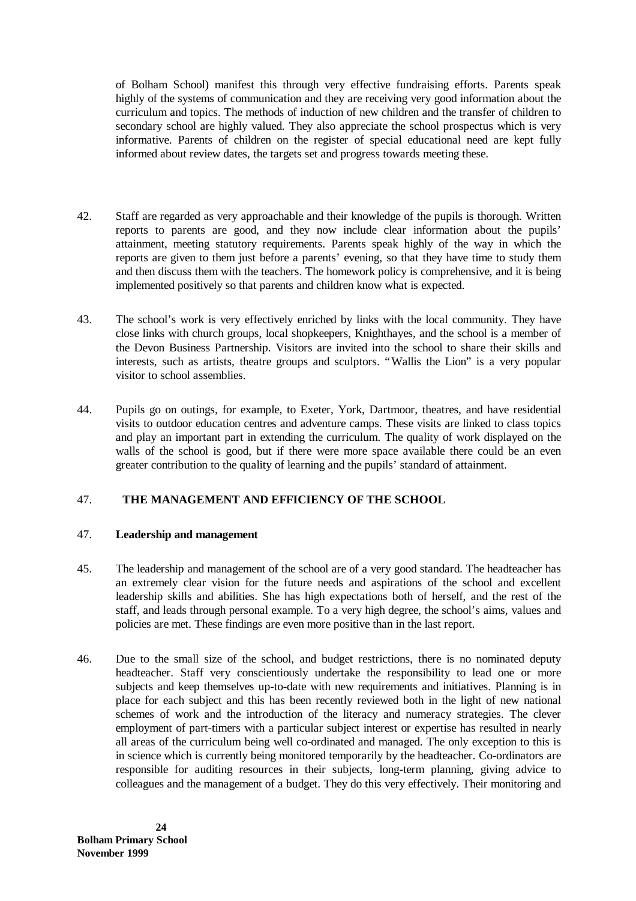of Bolham School) manifest this through very effective fundraising efforts. Parents speak highly of the systems of communication and they are receiving very good information about the curriculum and topics. The methods of induction of new children and the transfer of children to secondary school are highly valued. They also appreciate the school prospectus which is very informative. Parents of children on the register of special educational need are kept fully informed about review dates, the targets set and progress towards meeting these.

42. Staff are regarded as very approachable and their knowledge of the pupils is thorough. Written reports to parents are good, and they now include clear information about the pupils' attainment, meeting statutory requirements. Parents speak highly of the way in which the reports are given to them just before a parents' evening, so that they have time to study them and then discuss them with the teachers. The homework policy is comprehensive, and it is being implemented positively so that parents and children know what is expected.

43. The school's work is very effectively enriched by links with the local community. They have close links with church groups, local shopkeepers, Knighthayes, and the school is a member of the Devon Business Partnership. Visitors are invited into the school to share their skills and interests, such as artists, theatre groups and sculptors. "Wallis the Lion" is a very popular visitor to school assemblies.

44. Pupils go on outings, for example, to Exeter, York, Dartmoor, theatres, and have residential visits to outdoor education centres and adventure camps. These visits are linked to class topics and play an important part in extending the curriculum. The quality of work displayed on the walls of the school is good, but if there were more space available there could be an even greater contribution to the quality of learning and the pupils' standard of attainment.

## 47. THE MANAGEMENT AND EFFICIENCY OF THE SCHOOL

### 47. Leadership and management

45. The leadership and management of the school are of a very good standard. The headteacher has an extremely clear vision for the future needs and aspirations of the school and excellent leadership skills and abilities. She has high expectations both of herself, and the rest of the staff, and leads through personal example. To a very high degree, the school's aims, values and policies are met. These findings are even more positive than in the last report.

46. Due to the small size of the school, and budget restrictions, there is no nominated deputy headteacher. Staff very conscientiously undertake the responsibility to lead one or more subjects and keep themselves up-to-date with new requirements and initiatives. Planning is in place for each subject and this has been recently reviewed both in the light of new national schemes of work and the introduction of the literacy and numeracy strategies. The clever employment of part-timers with a particular subject interest or expertise has resulted in nearly all areas of the curriculum being well co-ordinated and managed. The only exception to this is in science which is currently being monitored temporarily by the headteacher. Co-ordinators are responsible for auditing resources in their subjects, long-term planning, giving advice to colleagues and the management of a budget. They do this very effectively. Their monitoring and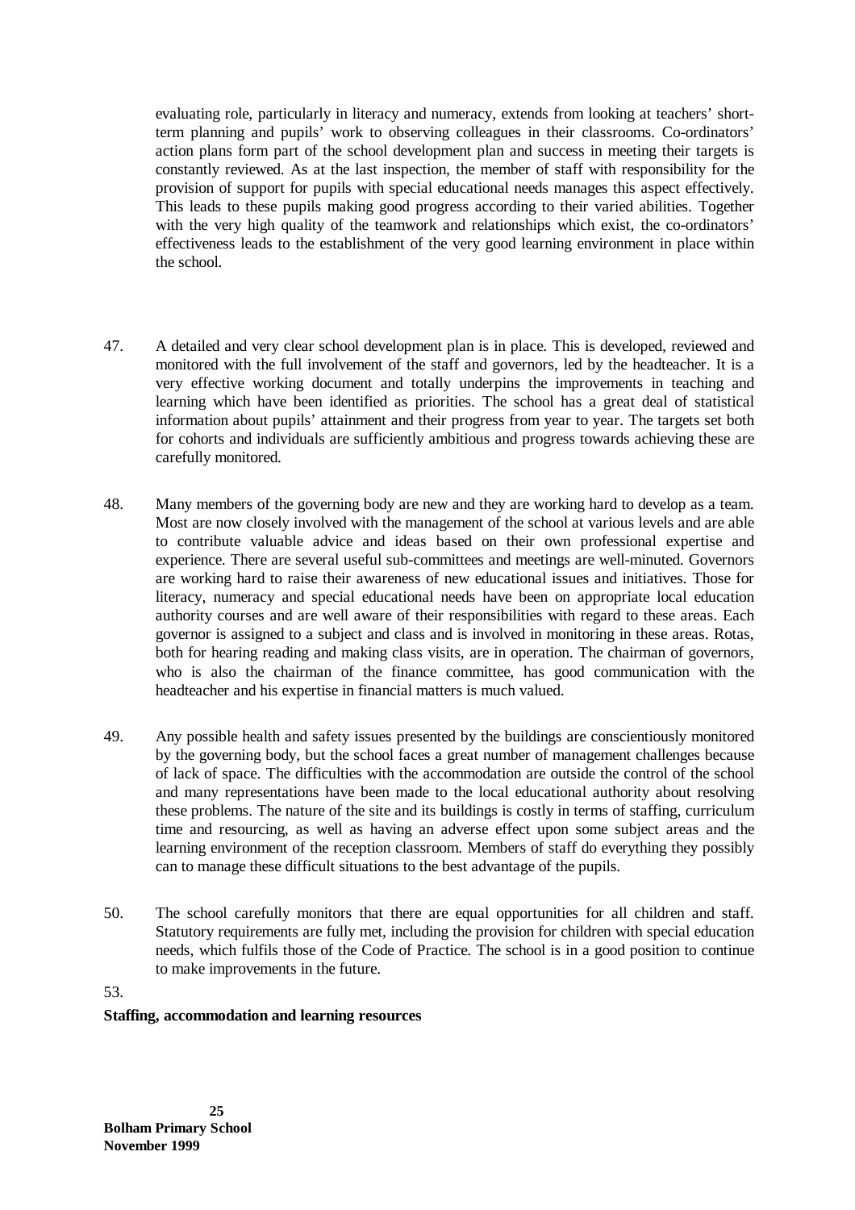evaluating role, particularly in literacy and numeracy, extends from looking at teachers' short-term planning and pupils' work to observing colleagues in their classrooms. Co-ordinators' action plans form part of the school development plan and success in meeting their targets is constantly reviewed. As at the last inspection, the member of staff with responsibility for the provision of support for pupils with special educational needs manages this aspect effectively. This leads to these pupils making good progress according to their varied abilities. Together with the very high quality of the teamwork and relationships which exist, the co-ordinators' effectiveness leads to the establishment of the very good learning environment in place within the school.

47. A detailed and very clear school development plan is in place. This is developed, reviewed and monitored with the full involvement of the staff and governors, led by the headteacher. It is a very effective working document and totally underpins the improvements in teaching and learning which have been identified as priorities. The school has a great deal of statistical information about pupils' attainment and their progress from year to year. The targets set both for cohorts and individuals are sufficiently ambitious and progress towards achieving these are carefully monitored.

48. Many members of the governing body are new and they are working hard to develop as a team. Most are now closely involved with the management of the school at various levels and are able to contribute valuable advice and ideas based on their own professional expertise and experience. There are several useful sub-committees and meetings are well-minuted. Governors are working hard to raise their awareness of new educational issues and initiatives. Those for literacy, numeracy and special educational needs have been on appropriate local education authority courses and are well aware of their responsibilities with regard to these areas. Each governor is assigned to a subject and class and is involved in monitoring in these areas. Rotas, both for hearing reading and making class visits, are in operation. The chairman of governors, who is also the chairman of the finance committee, has good communication with the headteacher and his expertise in financial matters is much valued.

49. Any possible health and safety issues presented by the buildings are conscientiously monitored by the governing body, but the school faces a great number of management challenges because of lack of space. The difficulties with the accommodation are outside the control of the school and many representations have been made to the local educational authority about resolving these problems. The nature of the site and its buildings is costly in terms of staffing, curriculum time and resourcing, as well as having an adverse effect upon some subject areas and the learning environment of the reception classroom. Members of staff do everything they possibly can to manage these difficult situations to the best advantage of the pupils.

50. The school carefully monitors that there are equal opportunities for all children and staff. Statutory requirements are fully met, including the provision for children with special education needs, which fulfils those of the Code of Practice. The school is in a good position to continue to make improvements in the future.

53.

**Staffing, accommodation and learning resources**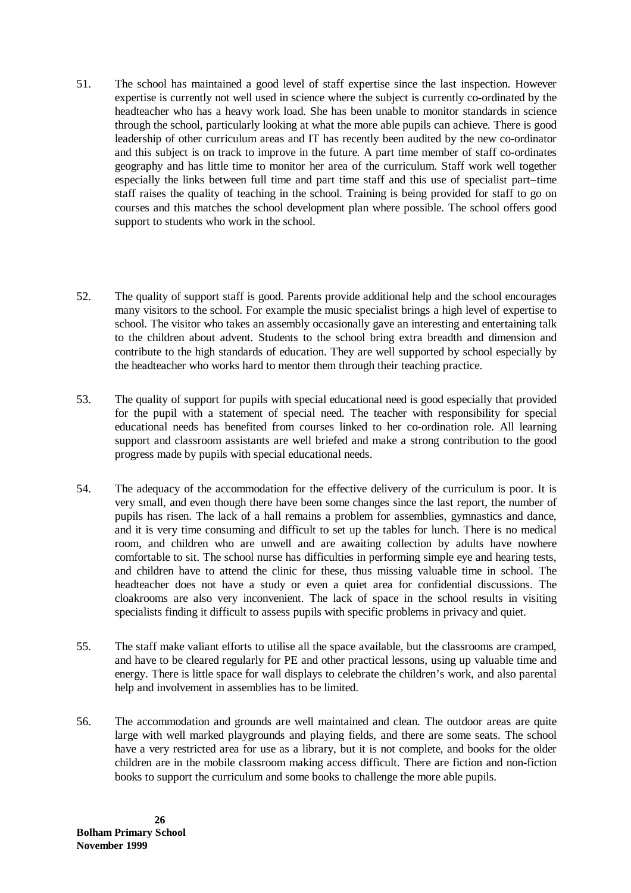51. The school has maintained a good level of staff expertise since the last inspection. However expertise is currently not well used in science where the subject is currently co-ordinated by the headteacher who has a heavy work load. She has been unable to monitor standards in science through the school, particularly looking at what the more able pupils can achieve. There is good leadership of other curriculum areas and IT has recently been audited by the new co-ordinator and this subject is on track to improve in the future. A part time member of staff co-ordinates geography and has little time to monitor her area of the curriculum. Staff work well together especially the links between full time and part time staff and this use of specialist part–time staff raises the quality of teaching in the school. Training is being provided for staff to go on courses and this matches the school development plan where possible. The school offers good support to students who work in the school.

52. The quality of support staff is good. Parents provide additional help and the school encourages many visitors to the school. For example the music specialist brings a high level of expertise to school. The visitor who takes an assembly occasionally gave an interesting and entertaining talk to the children about advent. Students to the school bring extra breadth and dimension and contribute to the high standards of education. They are well supported by school especially by the headteacher who works hard to mentor them through their teaching practice.

53. The quality of support for pupils with special educational need is good especially that provided for the pupil with a statement of special need. The teacher with responsibility for special educational needs has benefited from courses linked to her co-ordination role. All learning support and classroom assistants are well briefed and make a strong contribution to the good progress made by pupils with special educational needs.

54. The adequacy of the accommodation for the effective delivery of the curriculum is poor. It is very small, and even though there have been some changes since the last report, the number of pupils has risen. The lack of a hall remains a problem for assemblies, gymnastics and dance, and it is very time consuming and difficult to set up the tables for lunch. There is no medical room, and children who are unwell and are awaiting collection by adults have nowhere comfortable to sit. The school nurse has difficulties in performing simple eye and hearing tests, and children have to attend the clinic for these, thus missing valuable time in school. The headteacher does not have a study or even a quiet area for confidential discussions. The cloakrooms are also very inconvenient. The lack of space in the school results in visiting specialists finding it difficult to assess pupils with specific problems in privacy and quiet.

55. The staff make valiant efforts to utilise all the space available, but the classrooms are cramped, and have to be cleared regularly for PE and other practical lessons, using up valuable time and energy. There is little space for wall displays to celebrate the children's work, and also parental help and involvement in assemblies has to be limited.

56. The accommodation and grounds are well maintained and clean. The outdoor areas are quite large with well marked playgrounds and playing fields, and there are some seats. The school have a very restricted area for use as a library, but it is not complete, and books for the older children are in the mobile classroom making access difficult. There are fiction and non-fiction books to support the curriculum and some books to challenge the more able pupils.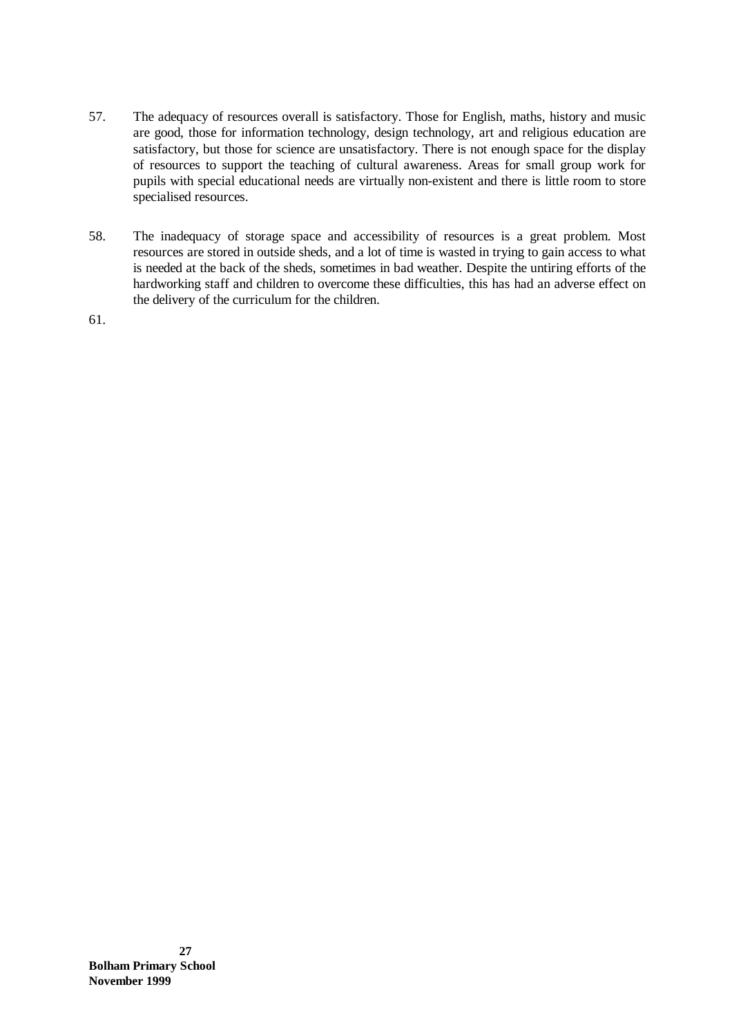57. The adequacy of resources overall is satisfactory. Those for English, maths, history and music are good, those for information technology, design technology, art and religious education are satisfactory, but those for science are unsatisfactory. There is not enough space for the display of resources to support the teaching of cultural awareness. Areas for small group work for pupils with special educational needs are virtually non-existent and there is little room to store specialised resources.

58. The inadequacy of storage space and accessibility of resources is a great problem. Most resources are stored in outside sheds, and a lot of time is wasted in trying to gain access to what is needed at the back of the sheds, sometimes in bad weather. Despite the untiring efforts of the hardworking staff and children to overcome these difficulties, this has had an adverse effect on the delivery of the curriculum for the children.

61.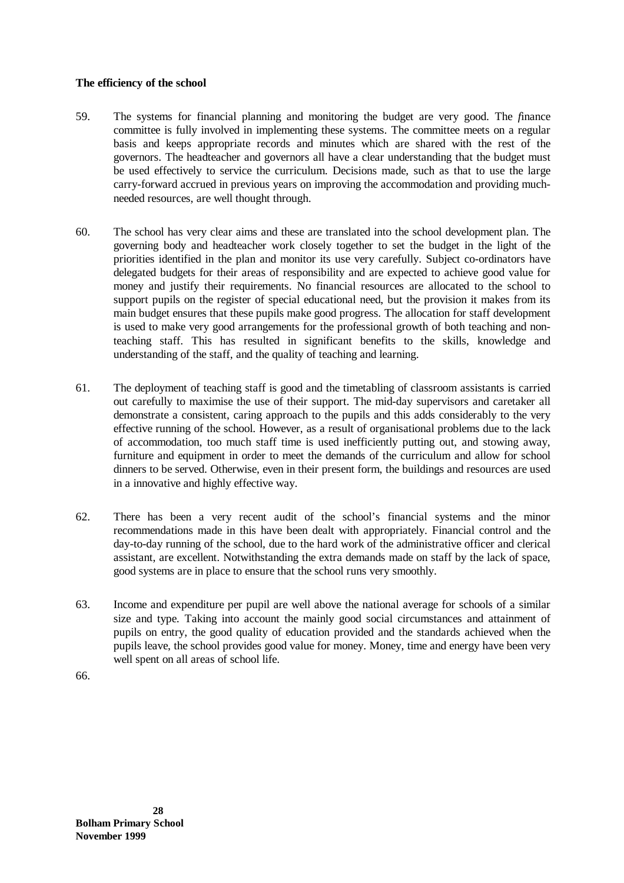**The efficiency of the school**

59. The systems for financial planning and monitoring the budget are very good. The *f*inance committee is fully involved in implementing these systems. The committee meets on a regular basis and keeps appropriate records and minutes which are shared with the rest of the governors. The headteacher and governors all have a clear understanding that the budget must be used effectively to service the curriculum. Decisions made, such as that to use the large carry-forward accrued in previous years on improving the accommodation and providing much-needed resources, are well thought through.

60. The school has very clear aims and these are translated into the school development plan. The governing body and headteacher work closely together to set the budget in the light of the priorities identified in the plan and monitor its use very carefully. Subject co-ordinators have delegated budgets for their areas of responsibility and are expected to achieve good value for money and justify their requirements. No financial resources are allocated to the school to support pupils on the register of special educational need, but the provision it makes from its main budget ensures that these pupils make good progress. The allocation for staff development is used to make very good arrangements for the professional growth of both teaching and non-teaching staff. This has resulted in significant benefits to the skills, knowledge and understanding of the staff, and the quality of teaching and learning.

61. The deployment of teaching staff is good and the timetabling of classroom assistants is carried out carefully to maximise the use of their support. The mid-day supervisors and caretaker all demonstrate a consistent, caring approach to the pupils and this adds considerably to the very effective running of the school. However, as a result of organisational problems due to the lack of accommodation, too much staff time is used inefficiently putting out, and stowing away, furniture and equipment in order to meet the demands of the curriculum and allow for school dinners to be served. Otherwise, even in their present form, the buildings and resources are used in a innovative and highly effective way.

62. There has been a very recent audit of the school's financial systems and the minor recommendations made in this have been dealt with appropriately. Financial control and the day-to-day running of the school, due to the hard work of the administrative officer and clerical assistant, are excellent. Notwithstanding the extra demands made on staff by the lack of space, good systems are in place to ensure that the school runs very smoothly.

63. Income and expenditure per pupil are well above the national average for schools of a similar size and type. Taking into account the mainly good social circumstances and attainment of pupils on entry, the good quality of education provided and the standards achieved when the pupils leave, the school provides good value for money. Money, time and energy have been very well spent on all areas of school life.

66.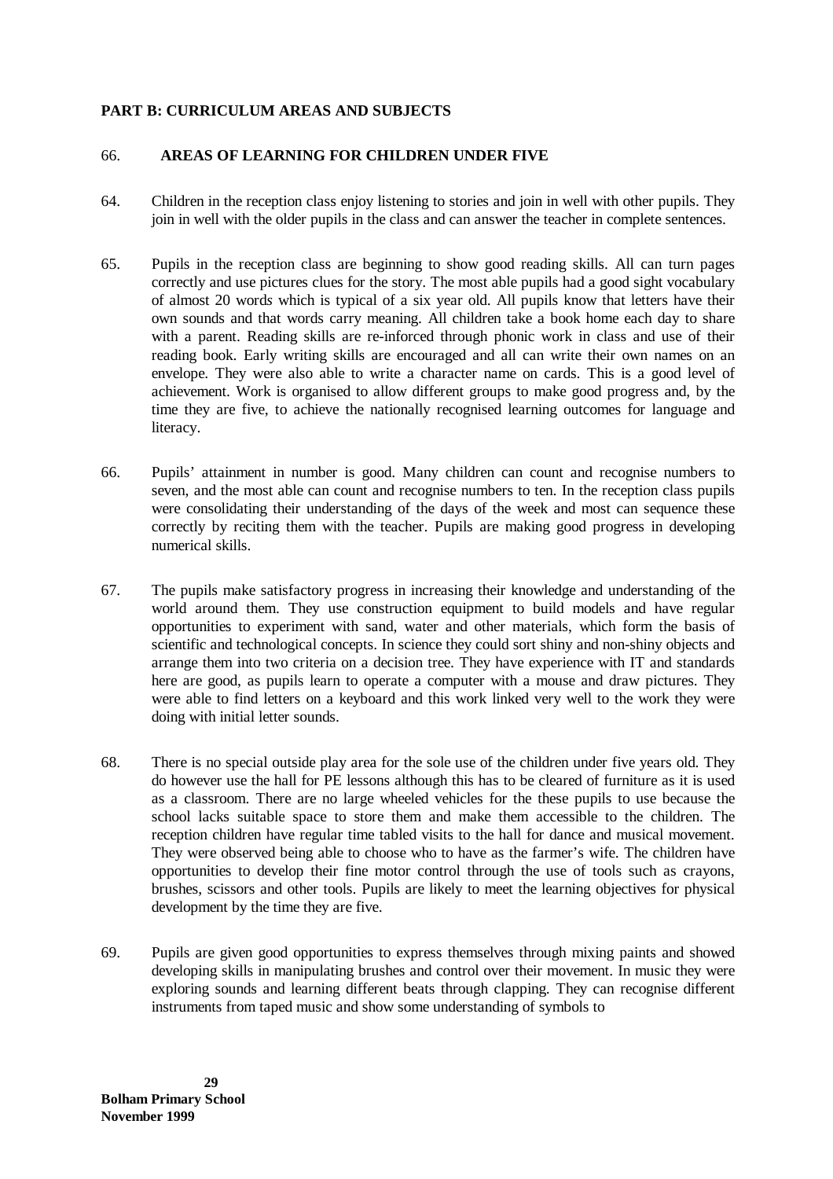**PART B: CURRICULUM AREAS AND SUBJECTS**

66. **AREAS OF LEARNING FOR CHILDREN UNDER FIVE**

64. Children in the reception class enjoy listening to stories and join in well with other pupils. They join in well with the older pupils in the class and can answer the teacher in complete sentences.

65. Pupils in the reception class are beginning to show good reading skills. All can turn pages correctly and use pictures clues for the story. The most able pupils had a good sight vocabulary of almost 20 words which is typical of a six year old. All pupils know that letters have their own sounds and that words carry meaning. All children take a book home each day to share with a parent. Reading skills are re-inforced through phonic work in class and use of their reading book. Early writing skills are encouraged and all can write their own names on an envelope. They were also able to write a character name on cards. This is a good level of achievement. Work is organised to allow different groups to make good progress and, by the time they are five, to achieve the nationally recognised learning outcomes for language and literacy.

66. Pupils' attainment in number is good. Many children can count and recognise numbers to seven, and the most able can count and recognise numbers to ten. In the reception class pupils were consolidating their understanding of the days of the week and most can sequence these correctly by reciting them with the teacher. Pupils are making good progress in developing numerical skills.

67. The pupils make satisfactory progress in increasing their knowledge and understanding of the world around them. They use construction equipment to build models and have regular opportunities to experiment with sand, water and other materials, which form the basis of scientific and technological concepts. In science they could sort shiny and non-shiny objects and arrange them into two criteria on a decision tree. They have experience with IT and standards here are good, as pupils learn to operate a computer with a mouse and draw pictures. They were able to find letters on a keyboard and this work linked very well to the work they were doing with initial letter sounds.

68. There is no special outside play area for the sole use of the children under five years old. They do however use the hall for PE lessons although this has to be cleared of furniture as it is used as a classroom. There are no large wheeled vehicles for the these pupils to use because the school lacks suitable space to store them and make them accessible to the children. The reception children have regular time tabled visits to the hall for dance and musical movement. They were observed being able to choose who to have as the farmer's wife. The children have opportunities to develop their fine motor control through the use of tools such as crayons, brushes, scissors and other tools. Pupils are likely to meet the learning objectives for physical development by the time they are five.

69. Pupils are given good opportunities to express themselves through mixing paints and showed developing skills in manipulating brushes and control over their movement. In music they were exploring sounds and learning different beats through clapping. They can recognise different instruments from taped music and show some understanding of symbols to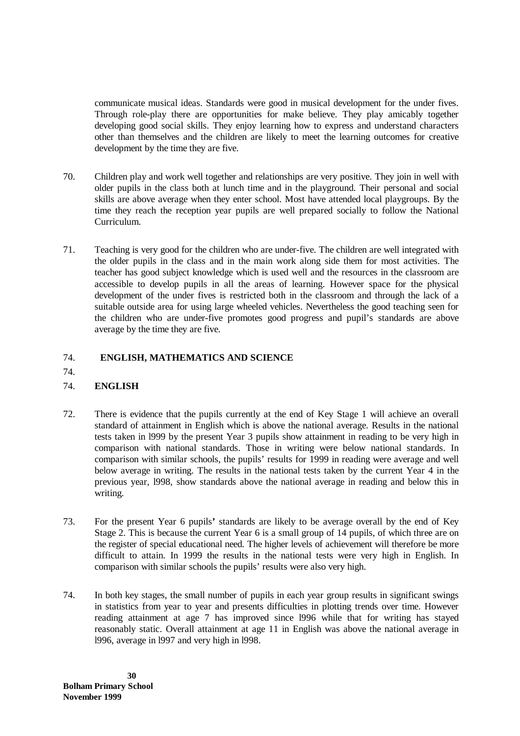communicate musical ideas. Standards were good in musical development for the under fives. Through role-play there are opportunities for make believe. They play amicably together developing good social skills. They enjoy learning how to express and understand characters other than themselves and the children are likely to meet the learning outcomes for creative development by the time they are five.

70. Children play and work well together and relationships are very positive. They join in well with older pupils in the class both at lunch time and in the playground. Their personal and social skills are above average when they enter school. Most have attended local playgroups. By the time they reach the reception year pupils are well prepared socially to follow the National Curriculum.

71. Teaching is very good for the children who are under-five. The children are well integrated with the older pupils in the class and in the main work along side them for most activities. The teacher has good subject knowledge which is used well and the resources in the classroom are accessible to develop pupils in all the areas of learning. However space for the physical development of the under fives is restricted both in the classroom and through the lack of a suitable outside area for using large wheeled vehicles. Nevertheless the good teaching seen for the children who are under-five promotes good progress and pupil's standards are above average by the time they are five.

## 74. ENGLISH, MATHEMATICS AND SCIENCE

74.

### 74. ENGLISH

72. There is evidence that the pupils currently at the end of Key Stage 1 will achieve an overall standard of attainment in English which is above the national average. Results in the national tests taken in l999 by the present Year 3 pupils show attainment in reading to be very high in comparison with national standards. Those in writing were below national standards. In comparison with similar schools, the pupils' results for 1999 in reading were average and well below average in writing. The results in the national tests taken by the current Year 4 in the previous year, l998, show standards above the national average in reading and below this in writing.

73. For the present Year 6 pupils**'** standards are likely to be average overall by the end of Key Stage 2. This is because the current Year 6 is a small group of 14 pupils, of which three are on the register of special educational need. The higher levels of achievement will therefore be more difficult to attain. In 1999 the results in the national tests were very high in English. In comparison with similar schools the pupils' results were also very high.

74. In both key stages, the small number of pupils in each year group results in significant swings in statistics from year to year and presents difficulties in plotting trends over time. However reading attainment at age 7 has improved since l996 while that for writing has stayed reasonably static. Overall attainment at age 11 in English was above the national average in l996, average in l997 and very high in l998.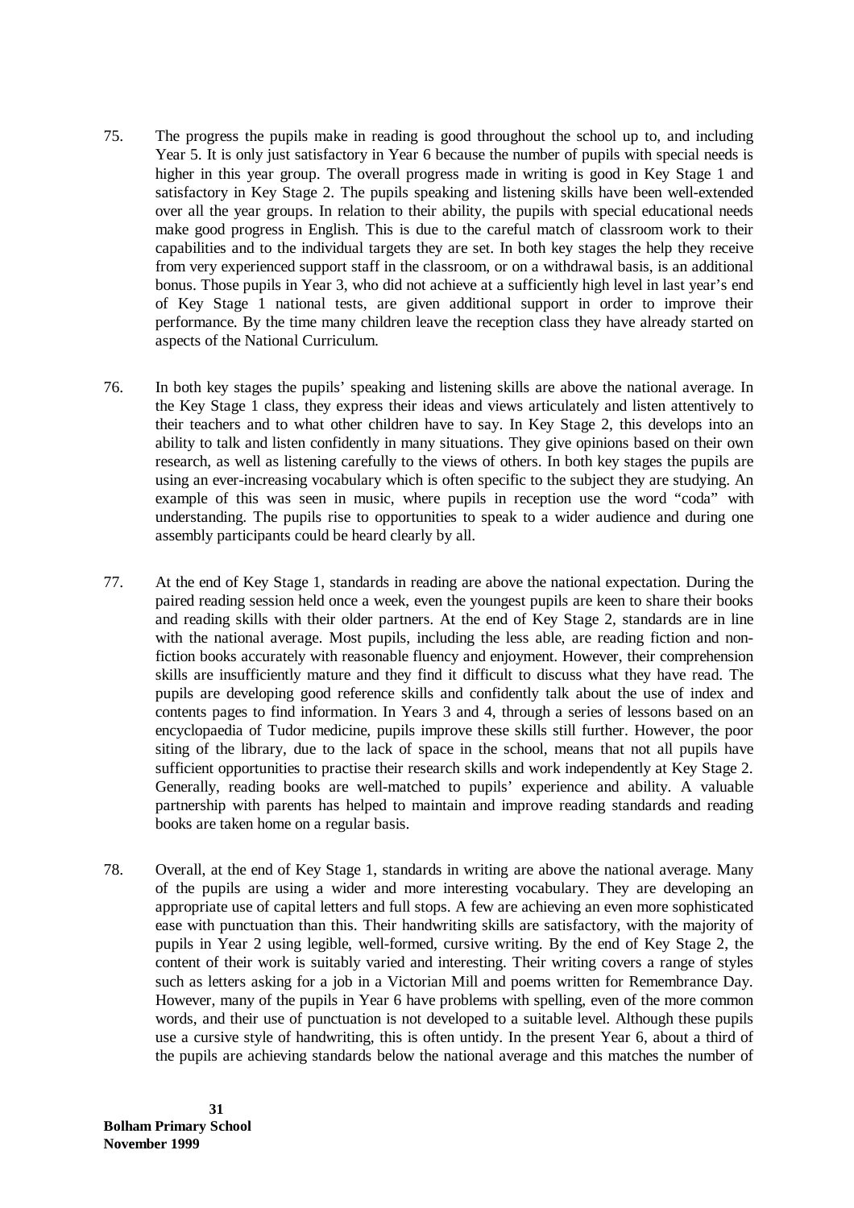75. The progress the pupils make in reading is good throughout the school up to, and including Year 5. It is only just satisfactory in Year 6 because the number of pupils with special needs is higher in this year group. The overall progress made in writing is good in Key Stage 1 and satisfactory in Key Stage 2. The pupils speaking and listening skills have been well-extended over all the year groups. In relation to their ability, the pupils with special educational needs make good progress in English. This is due to the careful match of classroom work to their capabilities and to the individual targets they are set. In both key stages the help they receive from very experienced support staff in the classroom, or on a withdrawal basis, is an additional bonus. Those pupils in Year 3, who did not achieve at a sufficiently high level in last year's end of Key Stage 1 national tests, are given additional support in order to improve their performance. By the time many children leave the reception class they have already started on aspects of the National Curriculum.

76. In both key stages the pupils' speaking and listening skills are above the national average. In the Key Stage 1 class, they express their ideas and views articulately and listen attentively to their teachers and to what other children have to say. In Key Stage 2, this develops into an ability to talk and listen confidently in many situations. They give opinions based on their own research, as well as listening carefully to the views of others. In both key stages the pupils are using an ever-increasing vocabulary which is often specific to the subject they are studying. An example of this was seen in music, where pupils in reception use the word "coda" with understanding. The pupils rise to opportunities to speak to a wider audience and during one assembly participants could be heard clearly by all.

77. At the end of Key Stage 1, standards in reading are above the national expectation. During the paired reading session held once a week, even the youngest pupils are keen to share their books and reading skills with their older partners. At the end of Key Stage 2, standards are in line with the national average. Most pupils, including the less able, are reading fiction and non-fiction books accurately with reasonable fluency and enjoyment. However, their comprehension skills are insufficiently mature and they find it difficult to discuss what they have read. The pupils are developing good reference skills and confidently talk about the use of index and contents pages to find information. In Years 3 and 4, through a series of lessons based on an encyclopaedia of Tudor medicine, pupils improve these skills still further. However, the poor siting of the library, due to the lack of space in the school, means that not all pupils have sufficient opportunities to practise their research skills and work independently at Key Stage 2. Generally, reading books are well-matched to pupils' experience and ability. A valuable partnership with parents has helped to maintain and improve reading standards and reading books are taken home on a regular basis.

78. Overall, at the end of Key Stage 1, standards in writing are above the national average. Many of the pupils are using a wider and more interesting vocabulary. They are developing an appropriate use of capital letters and full stops. A few are achieving an even more sophisticated ease with punctuation than this. Their handwriting skills are satisfactory, with the majority of pupils in Year 2 using legible, well-formed, cursive writing. By the end of Key Stage 2, the content of their work is suitably varied and interesting. Their writing covers a range of styles such as letters asking for a job in a Victorian Mill and poems written for Remembrance Day. However, many of the pupils in Year 6 have problems with spelling, even of the more common words, and their use of punctuation is not developed to a suitable level. Although these pupils use a cursive style of handwriting, this is often untidy. In the present Year 6, about a third of the pupils are achieving standards below the national average and this matches the number of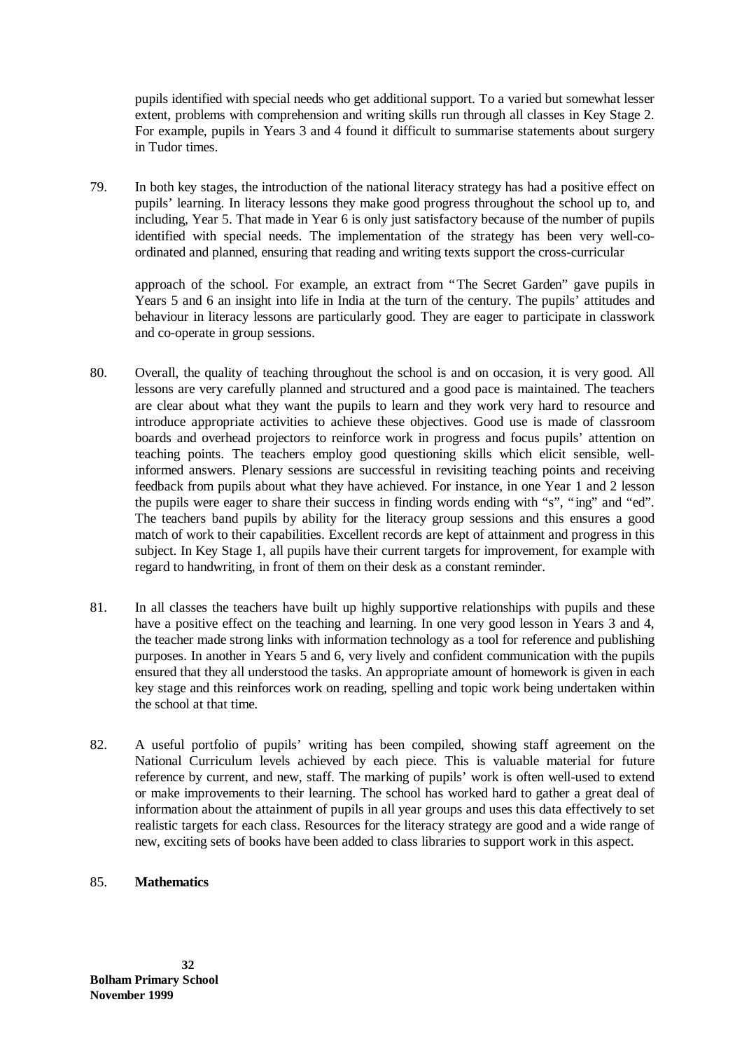pupils identified with special needs who get additional support. To a varied but somewhat lesser extent, problems with comprehension and writing skills run through all classes in Key Stage 2. For example, pupils in Years 3 and 4 found it difficult to summarise statements about surgery in Tudor times.

79. In both key stages, the introduction of the national literacy strategy has had a positive effect on pupils' learning. In literacy lessons they make good progress throughout the school up to, and including, Year 5. That made in Year 6 is only just satisfactory because of the number of pupils identified with special needs. The implementation of the strategy has been very well-co-ordinated and planned, ensuring that reading and writing texts support the cross-curricular

approach of the school. For example, an extract from "The Secret Garden" gave pupils in Years 5 and 6 an insight into life in India at the turn of the century. The pupils' attitudes and behaviour in literacy lessons are particularly good. They are eager to participate in classwork and co-operate in group sessions.

80. Overall, the quality of teaching throughout the school is and on occasion, it is very good. All lessons are very carefully planned and structured and a good pace is maintained. The teachers are clear about what they want the pupils to learn and they work very hard to resource and introduce appropriate activities to achieve these objectives. Good use is made of classroom boards and overhead projectors to reinforce work in progress and focus pupils' attention on teaching points. The teachers employ good questioning skills which elicit sensible, well-informed answers. Plenary sessions are successful in revisiting teaching points and receiving feedback from pupils about what they have achieved. For instance, in one Year 1 and 2 lesson the pupils were eager to share their success in finding words ending with "s", "ing" and "ed". The teachers band pupils by ability for the literacy group sessions and this ensures a good match of work to their capabilities. Excellent records are kept of attainment and progress in this subject. In Key Stage 1, all pupils have their current targets for improvement, for example with regard to handwriting, in front of them on their desk as a constant reminder.

81. In all classes the teachers have built up highly supportive relationships with pupils and these have a positive effect on the teaching and learning. In one very good lesson in Years 3 and 4, the teacher made strong links with information technology as a tool for reference and publishing purposes. In another in Years 5 and 6, very lively and confident communication with the pupils ensured that they all understood the tasks. An appropriate amount of homework is given in each key stage and this reinforces work on reading, spelling and topic work being undertaken within the school at that time.

82. A useful portfolio of pupils' writing has been compiled, showing staff agreement on the National Curriculum levels achieved by each piece. This is valuable material for future reference by current, and new, staff. The marking of pupils' work is often well-used to extend or make improvements to their learning. The school has worked hard to gather a great deal of information about the attainment of pupils in all year groups and uses this data effectively to set realistic targets for each class. Resources for the literacy strategy are good and a wide range of new, exciting sets of books have been added to class libraries to support work in this aspect.

85. **Mathematics**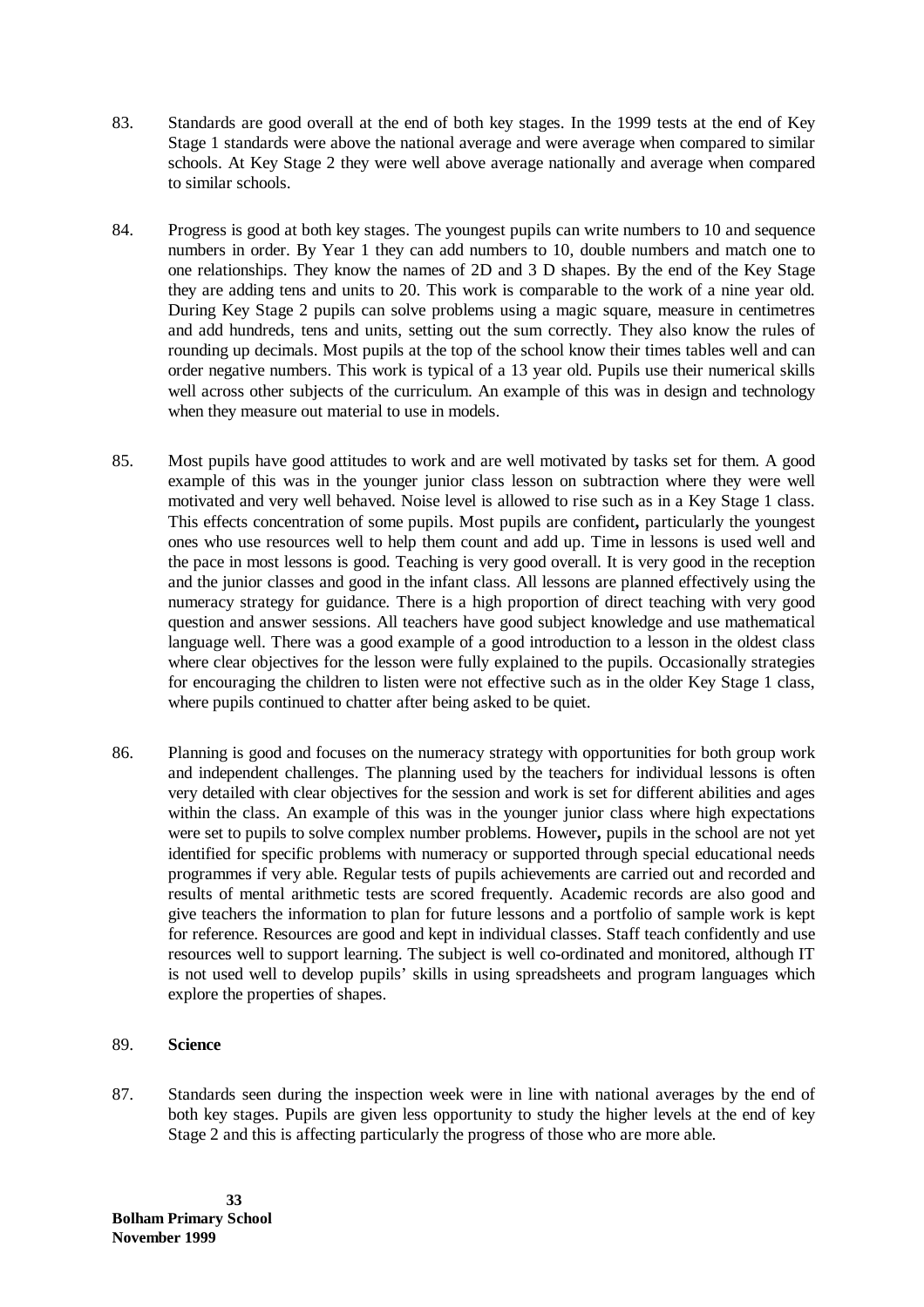83. Standards are good overall at the end of both key stages. In the 1999 tests at the end of Key Stage 1 standards were above the national average and were average when compared to similar schools. At Key Stage 2 they were well above average nationally and average when compared to similar schools.

84. Progress is good at both key stages. The youngest pupils can write numbers to 10 and sequence numbers in order. By Year 1 they can add numbers to 10, double numbers and match one to one relationships. They know the names of 2D and 3 D shapes. By the end of the Key Stage they are adding tens and units to 20. This work is comparable to the work of a nine year old. During Key Stage 2 pupils can solve problems using a magic square, measure in centimetres and add hundreds, tens and units, setting out the sum correctly. They also know the rules of rounding up decimals. Most pupils at the top of the school know their times tables well and can order negative numbers. This work is typical of a 13 year old. Pupils use their numerical skills well across other subjects of the curriculum. An example of this was in design and technology when they measure out material to use in models.

85. Most pupils have good attitudes to work and are well motivated by tasks set for them. A good example of this was in the younger junior class lesson on subtraction where they were well motivated and very well behaved. Noise level is allowed to rise such as in a Key Stage 1 class. This effects concentration of some pupils. Most pupils are confident**,** particularly the youngest ones who use resources well to help them count and add up. Time in lessons is used well and the pace in most lessons is good. Teaching is very good overall. It is very good in the reception and the junior classes and good in the infant class. All lessons are planned effectively using the numeracy strategy for guidance. There is a high proportion of direct teaching with very good question and answer sessions. All teachers have good subject knowledge and use mathematical language well. There was a good example of a good introduction to a lesson in the oldest class where clear objectives for the lesson were fully explained to the pupils. Occasionally strategies for encouraging the children to listen were not effective such as in the older Key Stage 1 class, where pupils continued to chatter after being asked to be quiet.

86. Planning is good and focuses on the numeracy strategy with opportunities for both group work and independent challenges. The planning used by the teachers for individual lessons is often very detailed with clear objectives for the session and work is set for different abilities and ages within the class. An example of this was in the younger junior class where high expectations were set to pupils to solve complex number problems. However**,** pupils in the school are not yet identified for specific problems with numeracy or supported through special educational needs programmes if very able. Regular tests of pupils achievements are carried out and recorded and results of mental arithmetic tests are scored frequently. Academic records are also good and give teachers the information to plan for future lessons and a portfolio of sample work is kept for reference. Resources are good and kept in individual classes. Staff teach confidently and use resources well to support learning. The subject is well co-ordinated and monitored, although IT is not used well to develop pupils' skills in using spreadsheets and program languages which explore the properties of shapes.

89. **Science**

87. Standards seen during the inspection week were in line with national averages by the end of both key stages. Pupils are given less opportunity to study the higher levels at the end of key Stage 2 and this is affecting particularly the progress of those who are more able.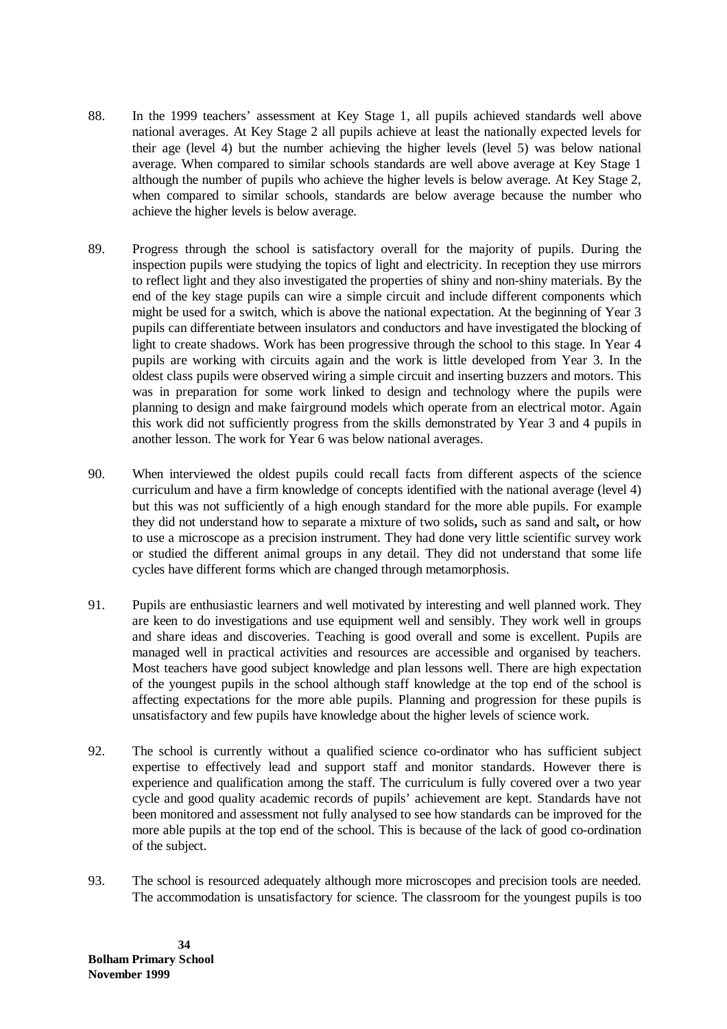88. In the 1999 teachers' assessment at Key Stage 1, all pupils achieved standards well above national averages. At Key Stage 2 all pupils achieve at least the nationally expected levels for their age (level 4) but the number achieving the higher levels (level 5) was below national average. When compared to similar schools standards are well above average at Key Stage 1 although the number of pupils who achieve the higher levels is below average. At Key Stage 2, when compared to similar schools, standards are below average because the number who achieve the higher levels is below average.

89. Progress through the school is satisfactory overall for the majority of pupils. During the inspection pupils were studying the topics of light and electricity. In reception they use mirrors to reflect light and they also investigated the properties of shiny and non-shiny materials. By the end of the key stage pupils can wire a simple circuit and include different components which might be used for a switch, which is above the national expectation. At the beginning of Year 3 pupils can differentiate between insulators and conductors and have investigated the blocking of light to create shadows. Work has been progressive through the school to this stage. In Year 4 pupils are working with circuits again and the work is little developed from Year 3. In the oldest class pupils were observed wiring a simple circuit and inserting buzzers and motors. This was in preparation for some work linked to design and technology where the pupils were planning to design and make fairground models which operate from an electrical motor. Again this work did not sufficiently progress from the skills demonstrated by Year 3 and 4 pupils in another lesson. The work for Year 6 was below national averages.

90. When interviewed the oldest pupils could recall facts from different aspects of the science curriculum and have a firm knowledge of concepts identified with the national average (level 4) but this was not sufficiently of a high enough standard for the more able pupils. For example they did not understand how to separate a mixture of two solids**,** such as sand and salt**,** or how to use a microscope as a precision instrument. They had done very little scientific survey work or studied the different animal groups in any detail. They did not understand that some life cycles have different forms which are changed through metamorphosis.

91. Pupils are enthusiastic learners and well motivated by interesting and well planned work. They are keen to do investigations and use equipment well and sensibly. They work well in groups and share ideas and discoveries. Teaching is good overall and some is excellent. Pupils are managed well in practical activities and resources are accessible and organised by teachers. Most teachers have good subject knowledge and plan lessons well. There are high expectation of the youngest pupils in the school although staff knowledge at the top end of the school is affecting expectations for the more able pupils. Planning and progression for these pupils is unsatisfactory and few pupils have knowledge about the higher levels of science work.

92. The school is currently without a qualified science co-ordinator who has sufficient subject expertise to effectively lead and support staff and monitor standards. However there is experience and qualification among the staff. The curriculum is fully covered over a two year cycle and good quality academic records of pupils' achievement are kept. Standards have not been monitored and assessment not fully analysed to see how standards can be improved for the more able pupils at the top end of the school. This is because of the lack of good co-ordination of the subject.

93. The school is resourced adequately although more microscopes and precision tools are needed. The accommodation is unsatisfactory for science. The classroom for the youngest pupils is too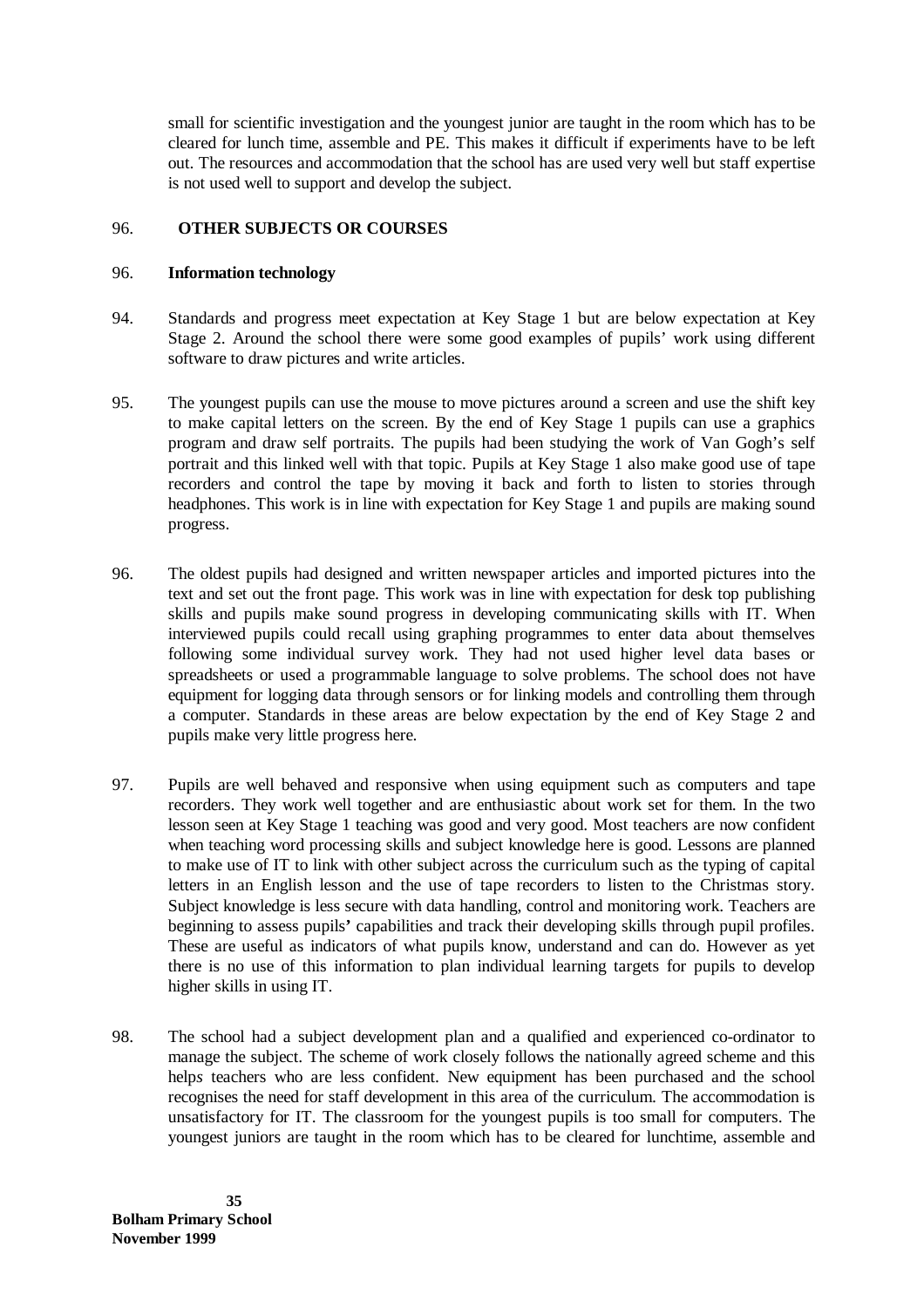small for scientific investigation and the youngest junior are taught in the room which has to be cleared for lunch time, assemble and PE. This makes it difficult if experiments have to be left out. The resources and accommodation that the school has are used very well but staff expertise is not used well to support and develop the subject.

## 96. OTHER SUBJECTS OR COURSES

### 96. Information technology

94. Standards and progress meet expectation at Key Stage 1 but are below expectation at Key Stage 2. Around the school there were some good examples of pupils' work using different software to draw pictures and write articles.

95. The youngest pupils can use the mouse to move pictures around a screen and use the shift key to make capital letters on the screen. By the end of Key Stage 1 pupils can use a graphics program and draw self portraits. The pupils had been studying the work of Van Gogh's self portrait and this linked well with that topic. Pupils at Key Stage 1 also make good use of tape recorders and control the tape by moving it back and forth to listen to stories through headphones. This work is in line with expectation for Key Stage 1 and pupils are making sound progress.

96. The oldest pupils had designed and written newspaper articles and imported pictures into the text and set out the front page. This work was in line with expectation for desk top publishing skills and pupils make sound progress in developing communicating skills with IT. When interviewed pupils could recall using graphing programmes to enter data about themselves following some individual survey work. They had not used higher level data bases or spreadsheets or used a programmable language to solve problems. The school does not have equipment for logging data through sensors or for linking models and controlling them through a computer. Standards in these areas are below expectation by the end of Key Stage 2 and pupils make very little progress here.

97. Pupils are well behaved and responsive when using equipment such as computers and tape recorders. They work well together and are enthusiastic about work set for them. In the two lesson seen at Key Stage 1 teaching was good and very good. Most teachers are now confident when teaching word processing skills and subject knowledge here is good. Lessons are planned to make use of IT to link with other subject across the curriculum such as the typing of capital letters in an English lesson and the use of tape recorders to listen to the Christmas story. Subject knowledge is less secure with data handling, control and monitoring work. Teachers are beginning to assess pupils' capabilities and track their developing skills through pupil profiles. These are useful as indicators of what pupils know, understand and can do. However as yet there is no use of this information to plan individual learning targets for pupils to develop higher skills in using IT.

98. The school had a subject development plan and a qualified and experienced co-ordinator to manage the subject. The scheme of work closely follows the nationally agreed scheme and this helps teachers who are less confident. New equipment has been purchased and the school recognises the need for staff development in this area of the curriculum. The accommodation is unsatisfactory for IT. The classroom for the youngest pupils is too small for computers. The youngest juniors are taught in the room which has to be cleared for lunchtime, assemble and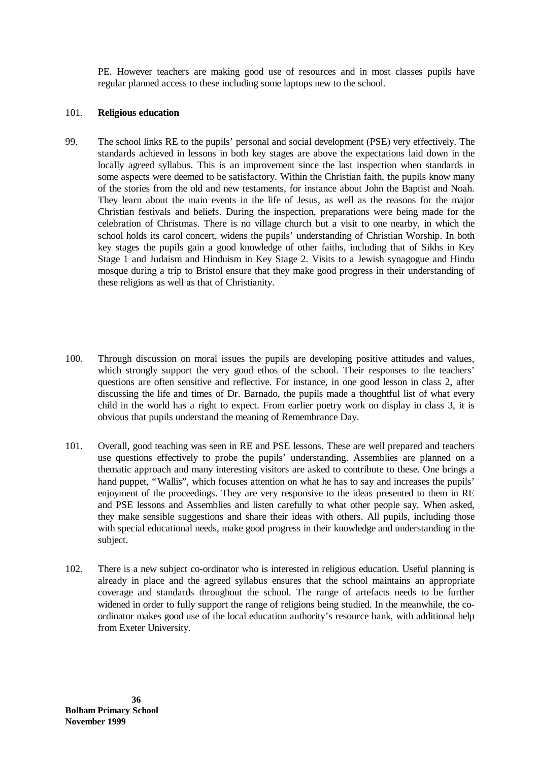PE. However teachers are making good use of resources and in most classes pupils have regular planned access to these including some laptops new to the school.

### 101. Religious education

99. The school links RE to the pupils' personal and social development (PSE) very effectively. The standards achieved in lessons in both key stages are above the expectations laid down in the locally agreed syllabus. This is an improvement since the last inspection when standards in some aspects were deemed to be satisfactory. Within the Christian faith, the pupils know many of the stories from the old and new testaments, for instance about John the Baptist and Noah. They learn about the main events in the life of Jesus, as well as the reasons for the major Christian festivals and beliefs. During the inspection, preparations were being made for the celebration of Christmas. There is no village church but a visit to one nearby, in which the school holds its carol concert, widens the pupils' understanding of Christian Worship. In both key stages the pupils gain a good knowledge of other faiths, including that of Sikhs in Key Stage 1 and Judaism and Hinduism in Key Stage 2. Visits to a Jewish synagogue and Hindu mosque during a trip to Bristol ensure that they make good progress in their understanding of these religions as well as that of Christianity.

100. Through discussion on moral issues the pupils are developing positive attitudes and values, which strongly support the very good ethos of the school. Their responses to the teachers' questions are often sensitive and reflective. For instance, in one good lesson in class 2, after discussing the life and times of Dr. Barnado, the pupils made a thoughtful list of what every child in the world has a right to expect. From earlier poetry work on display in class 3, it is obvious that pupils understand the meaning of Remembrance Day.

101. Overall, good teaching was seen in RE and PSE lessons. These are well prepared and teachers use questions effectively to probe the pupils' understanding. Assemblies are planned on a thematic approach and many interesting visitors are asked to contribute to these. One brings a hand puppet, "Wallis", which focuses attention on what he has to say and increases the pupils' enjoyment of the proceedings. They are very responsive to the ideas presented to them in RE and PSE lessons and Assemblies and listen carefully to what other people say. When asked, they make sensible suggestions and share their ideas with others. All pupils, including those with special educational needs, make good progress in their knowledge and understanding in the subject.

102. There is a new subject co-ordinator who is interested in religious education. Useful planning is already in place and the agreed syllabus ensures that the school maintains an appropriate coverage and standards throughout the school. The range of artefacts needs to be further widened in order to fully support the range of religions being studied. In the meanwhile, the co-ordinator makes good use of the local education authority's resource bank, with additional help from Exeter University.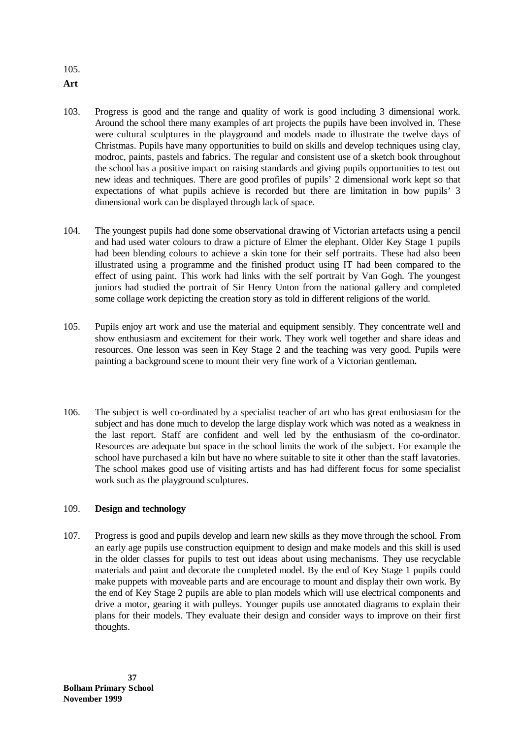105.

**Art**

103. Progress is good and the range and quality of work is good including 3 dimensional work. Around the school there many examples of art projects the pupils have been involved in. These were cultural sculptures in the playground and models made to illustrate the twelve days of Christmas. Pupils have many opportunities to build on skills and develop techniques using clay, modroc, paints, pastels and fabrics. The regular and consistent use of a sketch book throughout the school has a positive impact on raising standards and giving pupils opportunities to test out new ideas and techniques. There are good profiles of pupils' 2 dimensional work kept so that expectations of what pupils achieve is recorded but there are limitation in how pupils' 3 dimensional work can be displayed through lack of space.

104. The youngest pupils had done some observational drawing of Victorian artefacts using a pencil and had used water colours to draw a picture of Elmer the elephant. Older Key Stage 1 pupils had been blending colours to achieve a skin tone for their self portraits. These had also been illustrated using a programme and the finished product using IT had been compared to the effect of using paint. This work had links with the self portrait by Van Gogh. The youngest juniors had studied the portrait of Sir Henry Unton from the national gallery and completed some collage work depicting the creation story as told in different religions of the world.

105. Pupils enjoy art work and use the material and equipment sensibly. They concentrate well and show enthusiasm and excitement for their work. They work well together and share ideas and resources. One lesson was seen in Key Stage 2 and the teaching was very good. Pupils were painting a background scene to mount their very fine work of a Victorian gentleman**.**

106. The subject is well co-ordinated by a specialist teacher of art who has great enthusiasm for the subject and has done much to develop the large display work which was noted as a weakness in the last report. Staff are confident and well led by the enthusiasm of the co-ordinator. Resources are adequate but space in the school limits the work of the subject. For example the school have purchased a kiln but have no where suitable to site it other than the staff lavatories. The school makes good use of visiting artists and has had different focus for some specialist work such as the playground sculptures.

109. **Design and technology**

107. Progress is good and pupils develop and learn new skills as they move through the school. From an early age pupils use construction equipment to design and make models and this skill is used in the older classes for pupils to test out ideas about using mechanisms. They use recyclable materials and paint and decorate the completed model. By the end of Key Stage 1 pupils could make puppets with moveable parts and are encourage to mount and display their own work. By the end of Key Stage 2 pupils are able to plan models which will use electrical components and drive a motor, gearing it with pulleys. Younger pupils use annotated diagrams to explain their plans for their models. They evaluate their design and consider ways to improve on their first thoughts.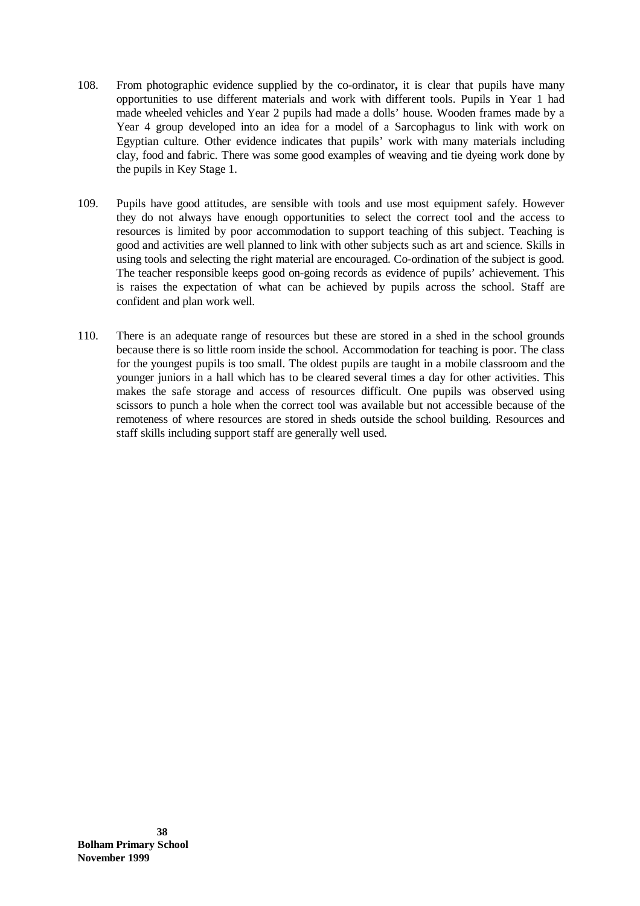108. From photographic evidence supplied by the co-ordinator**,** it is clear that pupils have many opportunities to use different materials and work with different tools. Pupils in Year 1 had made wheeled vehicles and Year 2 pupils had made a dolls' house. Wooden frames made by a Year 4 group developed into an idea for a model of a Sarcophagus to link with work on Egyptian culture. Other evidence indicates that pupils' work with many materials including clay, food and fabric. There was some good examples of weaving and tie dyeing work done by the pupils in Key Stage 1.

109. Pupils have good attitudes, are sensible with tools and use most equipment safely. However they do not always have enough opportunities to select the correct tool and the access to resources is limited by poor accommodation to support teaching of this subject. Teaching is good and activities are well planned to link with other subjects such as art and science. Skills in using tools and selecting the right material are encouraged. Co-ordination of the subject is good. The teacher responsible keeps good on-going records as evidence of pupils' achievement. This is raises the expectation of what can be achieved by pupils across the school. Staff are confident and plan work well.

110. There is an adequate range of resources but these are stored in a shed in the school grounds because there is so little room inside the school. Accommodation for teaching is poor. The class for the youngest pupils is too small. The oldest pupils are taught in a mobile classroom and the younger juniors in a hall which has to be cleared several times a day for other activities. This makes the safe storage and access of resources difficult. One pupils was observed using scissors to punch a hole when the correct tool was available but not accessible because of the remoteness of where resources are stored in sheds outside the school building. Resources and staff skills including support staff are generally well used.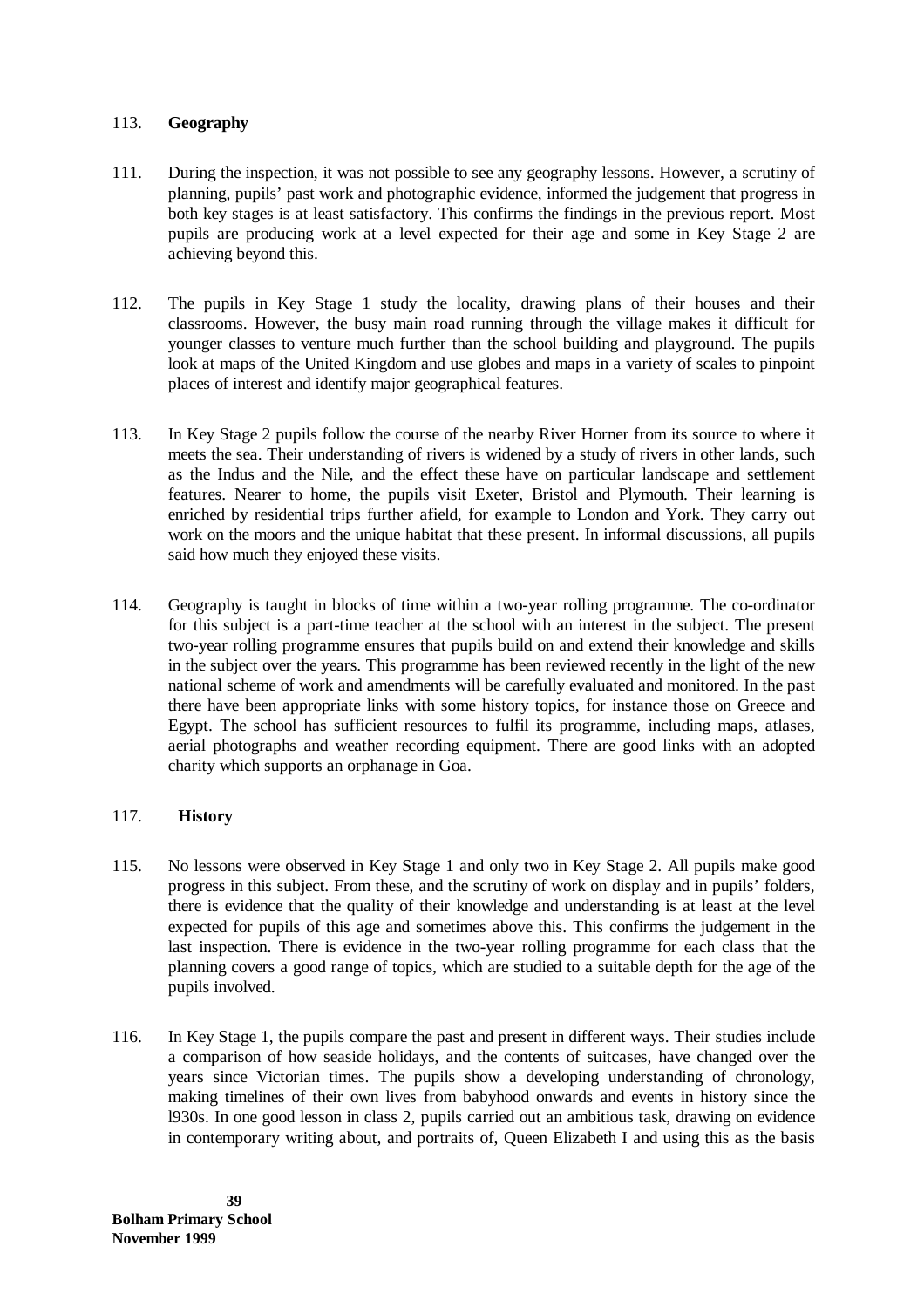113. **Geography**

111. During the inspection, it was not possible to see any geography lessons. However, a scrutiny of planning, pupils' past work and photographic evidence, informed the judgement that progress in both key stages is at least satisfactory. This confirms the findings in the previous report. Most pupils are producing work at a level expected for their age and some in Key Stage 2 are achieving beyond this.

112. The pupils in Key Stage 1 study the locality, drawing plans of their houses and their classrooms. However, the busy main road running through the village makes it difficult for younger classes to venture much further than the school building and playground. The pupils look at maps of the United Kingdom and use globes and maps in a variety of scales to pinpoint places of interest and identify major geographical features.

113. In Key Stage 2 pupils follow the course of the nearby River Horner from its source to where it meets the sea. Their understanding of rivers is widened by a study of rivers in other lands, such as the Indus and the Nile, and the effect these have on particular landscape and settlement features. Nearer to home, the pupils visit Exeter, Bristol and Plymouth. Their learning is enriched by residential trips further afield, for example to London and York. They carry out work on the moors and the unique habitat that these present. In informal discussions, all pupils said how much they enjoyed these visits.

114. Geography is taught in blocks of time within a two-year rolling programme. The co-ordinator for this subject is a part-time teacher at the school with an interest in the subject. The present two-year rolling programme ensures that pupils build on and extend their knowledge and skills in the subject over the years. This programme has been reviewed recently in the light of the new national scheme of work and amendments will be carefully evaluated and monitored. In the past there have been appropriate links with some history topics, for instance those on Greece and Egypt. The school has sufficient resources to fulfil its programme, including maps, atlases, aerial photographs and weather recording equipment. There are good links with an adopted charity which supports an orphanage in Goa.

117. **History**

115. No lessons were observed in Key Stage 1 and only two in Key Stage 2. All pupils make good progress in this subject. From these, and the scrutiny of work on display and in pupils' folders, there is evidence that the quality of their knowledge and understanding is at least at the level expected for pupils of this age and sometimes above this. This confirms the judgement in the last inspection. There is evidence in the two-year rolling programme for each class that the planning covers a good range of topics, which are studied to a suitable depth for the age of the pupils involved.

116. In Key Stage 1, the pupils compare the past and present in different ways. Their studies include a comparison of how seaside holidays, and the contents of suitcases, have changed over the years since Victorian times. The pupils show a developing understanding of chronology, making timelines of their own lives from babyhood onwards and events in history since the l930s. In one good lesson in class 2, pupils carried out an ambitious task, drawing on evidence in contemporary writing about, and portraits of, Queen Elizabeth I and using this as the basis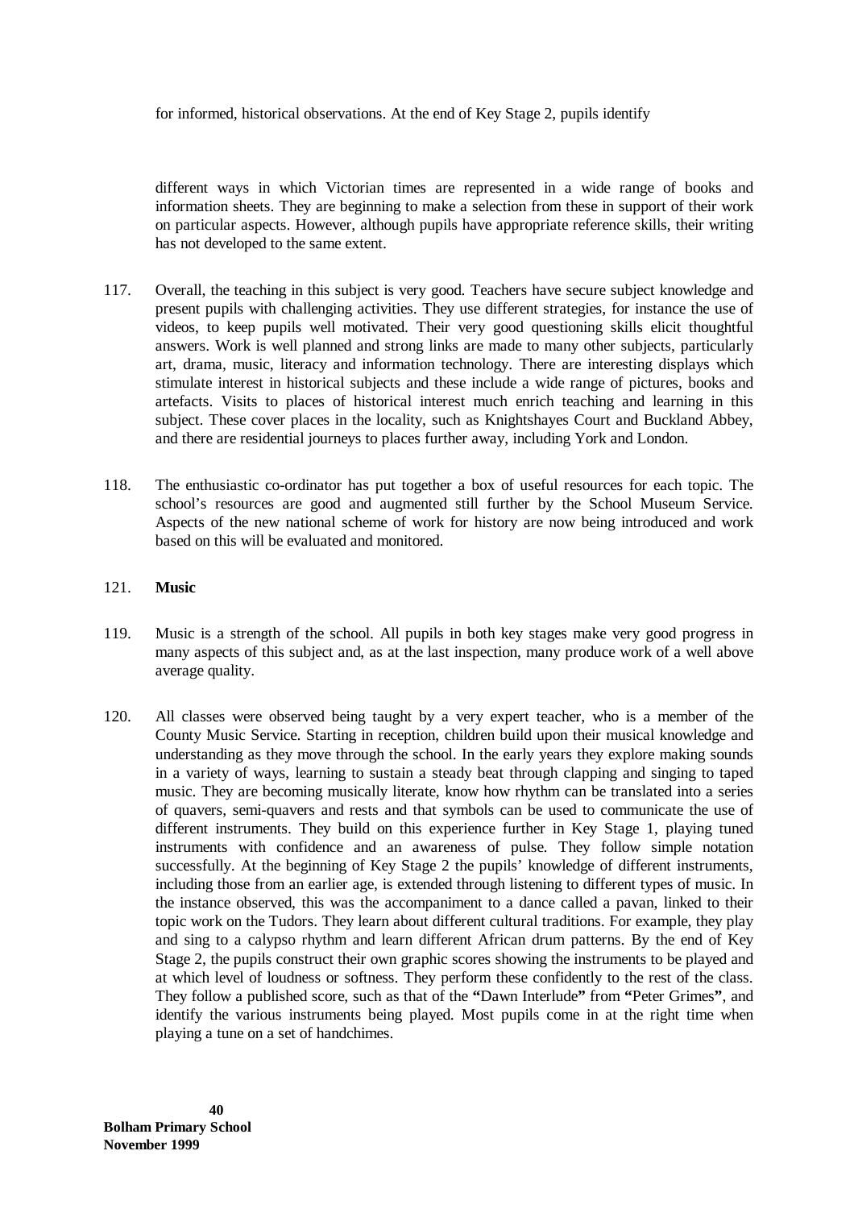for informed, historical observations. At the end of Key Stage 2, pupils identify

different ways in which Victorian times are represented in a wide range of books and information sheets. They are beginning to make a selection from these in support of their work on particular aspects. However, although pupils have appropriate reference skills, their writing has not developed to the same extent.

117. Overall, the teaching in this subject is very good. Teachers have secure subject knowledge and present pupils with challenging activities. They use different strategies, for instance the use of videos, to keep pupils well motivated. Their very good questioning skills elicit thoughtful answers. Work is well planned and strong links are made to many other subjects, particularly art, drama, music, literacy and information technology. There are interesting displays which stimulate interest in historical subjects and these include a wide range of pictures, books and artefacts. Visits to places of historical interest much enrich teaching and learning in this subject. These cover places in the locality, such as Knightshayes Court and Buckland Abbey, and there are residential journeys to places further away, including York and London.

118. The enthusiastic co-ordinator has put together a box of useful resources for each topic. The school's resources are good and augmented still further by the School Museum Service. Aspects of the new national scheme of work for history are now being introduced and work based on this will be evaluated and monitored.

121. **Music**

119. Music is a strength of the school. All pupils in both key stages make very good progress in many aspects of this subject and, as at the last inspection, many produce work of a well above average quality.

120. All classes were observed being taught by a very expert teacher, who is a member of the County Music Service. Starting in reception, children build upon their musical knowledge and understanding as they move through the school. In the early years they explore making sounds in a variety of ways, learning to sustain a steady beat through clapping and singing to taped music. They are becoming musically literate, know how rhythm can be translated into a series of quavers, semi-quavers and rests and that symbols can be used to communicate the use of different instruments. They build on this experience further in Key Stage 1, playing tuned instruments with confidence and an awareness of pulse. They follow simple notation successfully. At the beginning of Key Stage 2 the pupils' knowledge of different instruments, including those from an earlier age, is extended through listening to different types of music. In the instance observed, this was the accompaniment to a dance called a pavan, linked to their topic work on the Tudors. They learn about different cultural traditions. For example, they play and sing to a calypso rhythm and learn different African drum patterns. By the end of Key Stage 2, the pupils construct their own graphic scores showing the instruments to be played and at which level of loudness or softness. They perform these confidently to the rest of the class. They follow a published score, such as that of the **"**Dawn Interlude**"** from **"**Peter Grimes**"**, and identify the various instruments being played. Most pupils come in at the right time when playing a tune on a set of handchimes.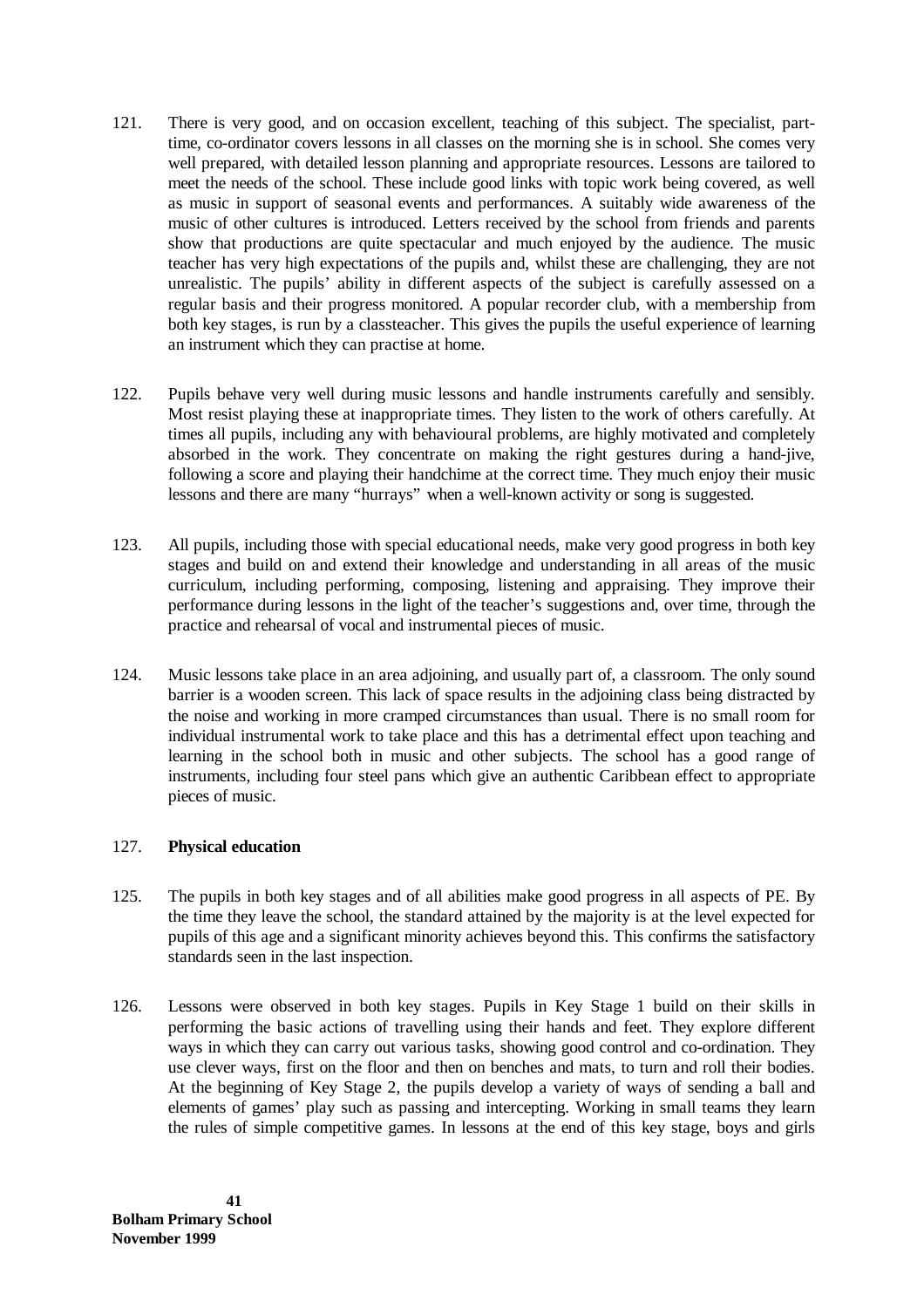121. There is very good, and on occasion excellent, teaching of this subject. The specialist, part-time, co-ordinator covers lessons in all classes on the morning she is in school. She comes very well prepared, with detailed lesson planning and appropriate resources. Lessons are tailored to meet the needs of the school. These include good links with topic work being covered, as well as music in support of seasonal events and performances. A suitably wide awareness of the music of other cultures is introduced. Letters received by the school from friends and parents show that productions are quite spectacular and much enjoyed by the audience. The music teacher has very high expectations of the pupils and, whilst these are challenging, they are not unrealistic. The pupils' ability in different aspects of the subject is carefully assessed on a regular basis and their progress monitored. A popular recorder club, with a membership from both key stages, is run by a classteacher. This gives the pupils the useful experience of learning an instrument which they can practise at home.

122. Pupils behave very well during music lessons and handle instruments carefully and sensibly. Most resist playing these at inappropriate times. They listen to the work of others carefully. At times all pupils, including any with behavioural problems, are highly motivated and completely absorbed in the work. They concentrate on making the right gestures during a hand-jive, following a score and playing their handchime at the correct time. They much enjoy their music lessons and there are many "hurrays" when a well-known activity or song is suggested.

123. All pupils, including those with special educational needs, make very good progress in both key stages and build on and extend their knowledge and understanding in all areas of the music curriculum, including performing, composing, listening and appraising. They improve their performance during lessons in the light of the teacher's suggestions and, over time, through the practice and rehearsal of vocal and instrumental pieces of music.

124. Music lessons take place in an area adjoining, and usually part of, a classroom. The only sound barrier is a wooden screen. This lack of space results in the adjoining class being distracted by the noise and working in more cramped circumstances than usual. There is no small room for individual instrumental work to take place and this has a detrimental effect upon teaching and learning in the school both in music and other subjects. The school has a good range of instruments, including four steel pans which give an authentic Caribbean effect to appropriate pieces of music.

127. **Physical education**

125. The pupils in both key stages and of all abilities make good progress in all aspects of PE. By the time they leave the school, the standard attained by the majority is at the level expected for pupils of this age and a significant minority achieves beyond this. This confirms the satisfactory standards seen in the last inspection.

126. Lessons were observed in both key stages. Pupils in Key Stage 1 build on their skills in performing the basic actions of travelling using their hands and feet. They explore different ways in which they can carry out various tasks, showing good control and co-ordination. They use clever ways, first on the floor and then on benches and mats, to turn and roll their bodies. At the beginning of Key Stage 2, the pupils develop a variety of ways of sending a ball and elements of games' play such as passing and intercepting. Working in small teams they learn the rules of simple competitive games. In lessons at the end of this key stage, boys and girls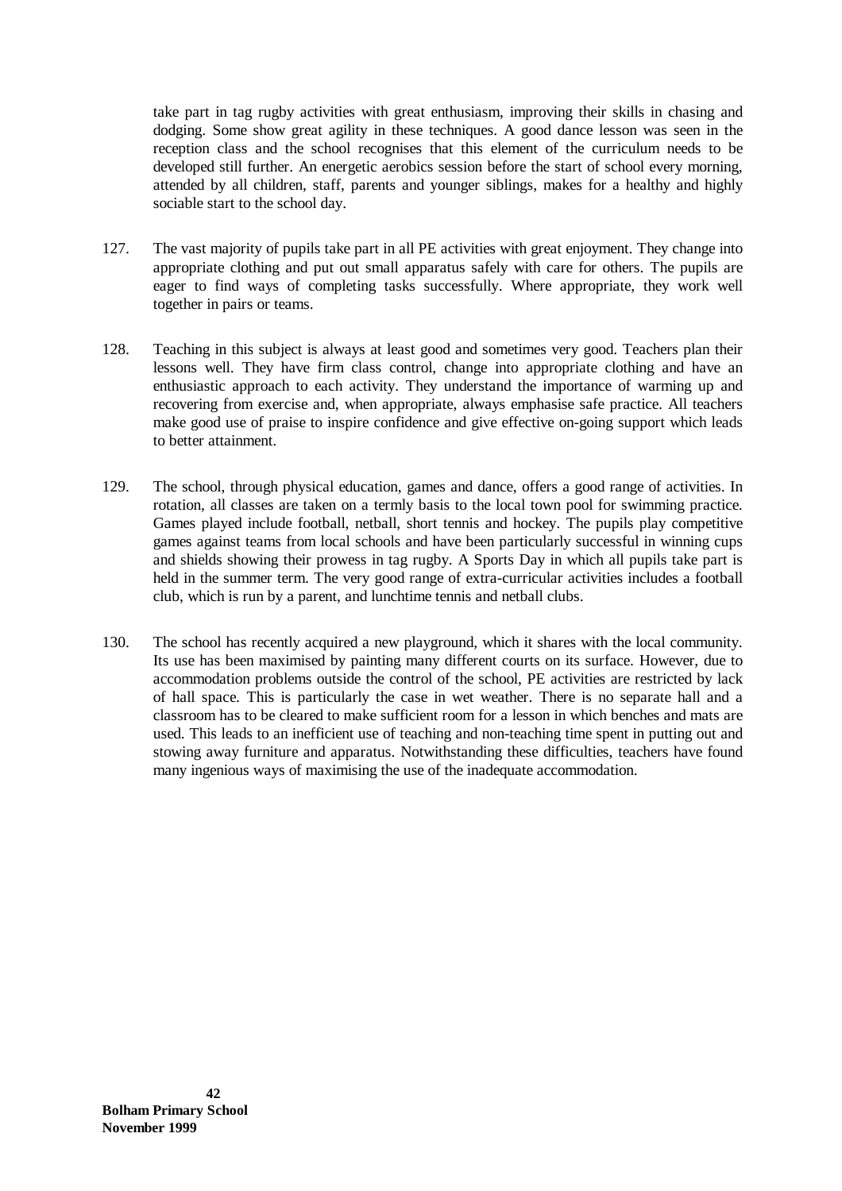take part in tag rugby activities with great enthusiasm, improving their skills in chasing and dodging. Some show great agility in these techniques. A good dance lesson was seen in the reception class and the school recognises that this element of the curriculum needs to be developed still further. An energetic aerobics session before the start of school every morning, attended by all children, staff, parents and younger siblings, makes for a healthy and highly sociable start to the school day.

127. The vast majority of pupils take part in all PE activities with great enjoyment. They change into appropriate clothing and put out small apparatus safely with care for others. The pupils are eager to find ways of completing tasks successfully. Where appropriate, they work well together in pairs or teams.

128. Teaching in this subject is always at least good and sometimes very good. Teachers plan their lessons well. They have firm class control, change into appropriate clothing and have an enthusiastic approach to each activity. They understand the importance of warming up and recovering from exercise and, when appropriate, always emphasise safe practice. All teachers make good use of praise to inspire confidence and give effective on-going support which leads to better attainment.

129. The school, through physical education, games and dance, offers a good range of activities. In rotation, all classes are taken on a termly basis to the local town pool for swimming practice. Games played include football, netball, short tennis and hockey. The pupils play competitive games against teams from local schools and have been particularly successful in winning cups and shields showing their prowess in tag rugby. A Sports Day in which all pupils take part is held in the summer term. The very good range of extra-curricular activities includes a football club, which is run by a parent, and lunchtime tennis and netball clubs.

130. The school has recently acquired a new playground, which it shares with the local community. Its use has been maximised by painting many different courts on its surface. However, due to accommodation problems outside the control of the school, PE activities are restricted by lack of hall space. This is particularly the case in wet weather. There is no separate hall and a classroom has to be cleared to make sufficient room for a lesson in which benches and mats are used. This leads to an inefficient use of teaching and non-teaching time spent in putting out and stowing away furniture and apparatus. Notwithstanding these difficulties, teachers have found many ingenious ways of maximising the use of the inadequate accommodation.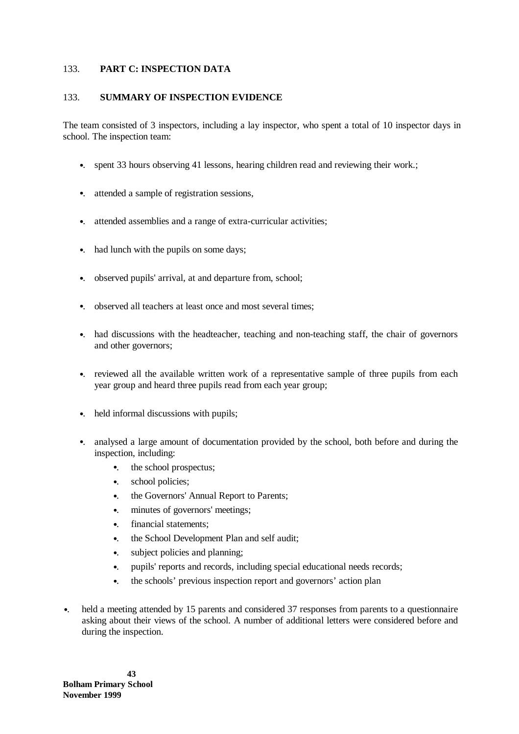133. **PART C: INSPECTION DATA**

133. **SUMMARY OF INSPECTION EVIDENCE**

The team consisted of 3 inspectors, including a lay inspector, who spent a total of 10 inspector days in school. The inspection team:

- spent 33 hours observing 41 lessons, hearing children read and reviewing their work.;
- attended a sample of registration sessions,
- attended assemblies and a range of extra-curricular activities;
- had lunch with the pupils on some days;
- observed pupils' arrival, at and departure from, school;
- observed all teachers at least once and most several times;
- had discussions with the headteacher, teaching and non-teaching staff, the chair of governors and other governors;
- reviewed all the available written work of a representative sample of three pupils from each year group and heard three pupils read from each year group;
- held informal discussions with pupils;
- analysed a large amount of documentation provided by the school, both before and during the inspection, including:
  - the school prospectus;
  - school policies;
  - the Governors' Annual Report to Parents;
  - minutes of governors' meetings;
  - financial statements;
  - the School Development Plan and self audit;
  - subject policies and planning;
  - pupils' reports and records, including special educational needs records;
  - the schools' previous inspection report and governors' action plan
- held a meeting attended by 15 parents and considered 37 responses from parents to a questionnaire asking about their views of the school. A number of additional letters were considered before and during the inspection.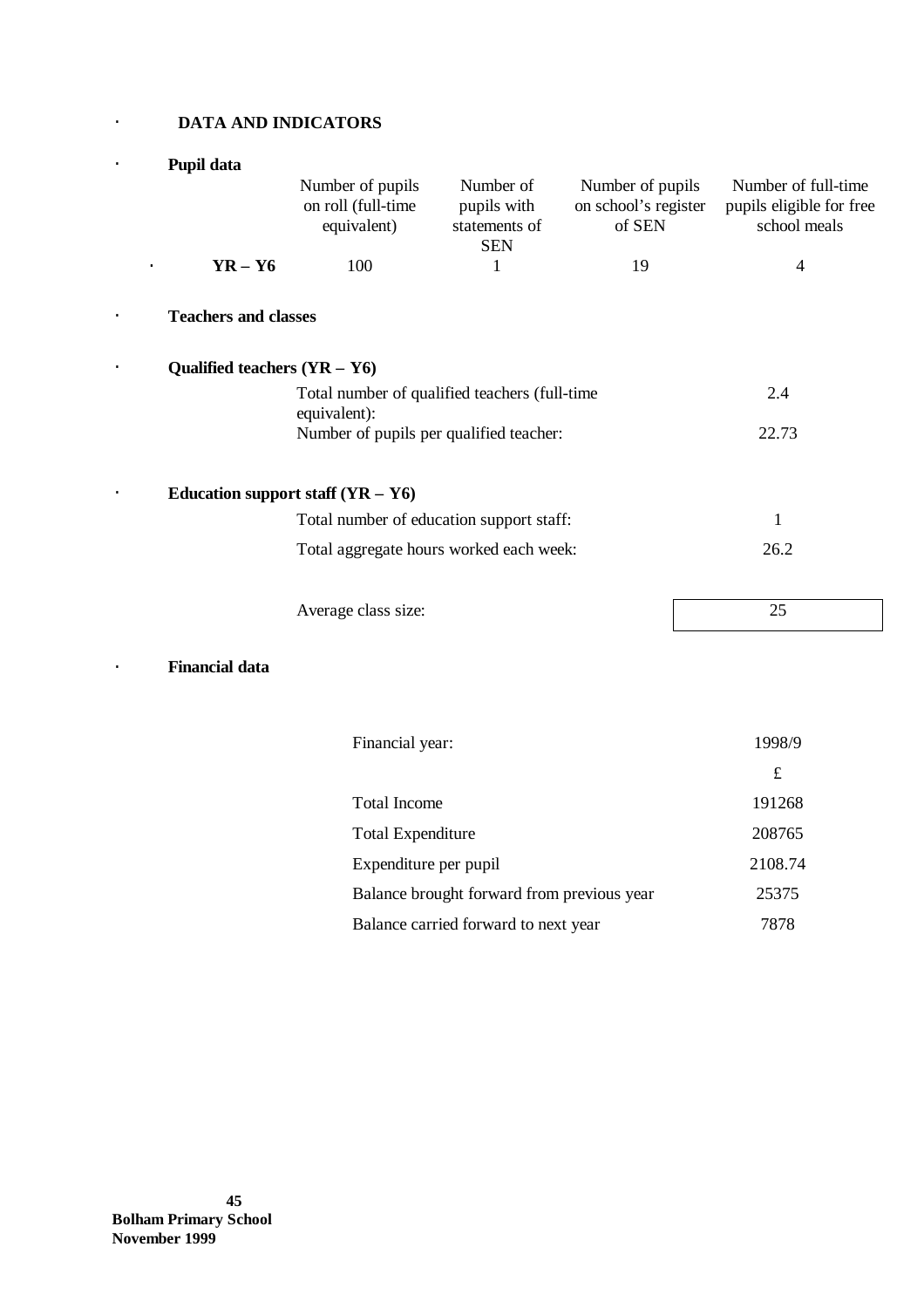## DATA AND INDICATORS

### Pupil data

| | Number of pupils on roll (full-time equivalent) | Number of pupils with statements of SEN | Number of pupils on school's register of SEN | Number of full-time pupils eligible for free school meals |
|---|---|---|---|---|
| **YR – Y6** | 100 | 1 | 19 | 4 |

### Teachers and classes

**Qualified teachers (YR – Y6)**

| | |
|---|---|
| Total number of qualified teachers (full-time equivalent): | 2.4 |
| Number of pupils per qualified teacher: | 22.73 |

**Education support staff (YR – Y6)**

| | |
|---|---|
| Total number of education support staff: | 1 |
| Total aggregate hours worked each week: | 26.2 |

| | |
|---|---|
| Average class size: | 25 |

### Financial data

| Financial year: | 1998/9 |
|---|---|
| | £ |
| Total Income | 191268 |
| Total Expenditure | 208765 |
| Expenditure per pupil | 2108.74 |
| Balance brought forward from previous year | 25375 |
| Balance carried forward to next year | 7878 |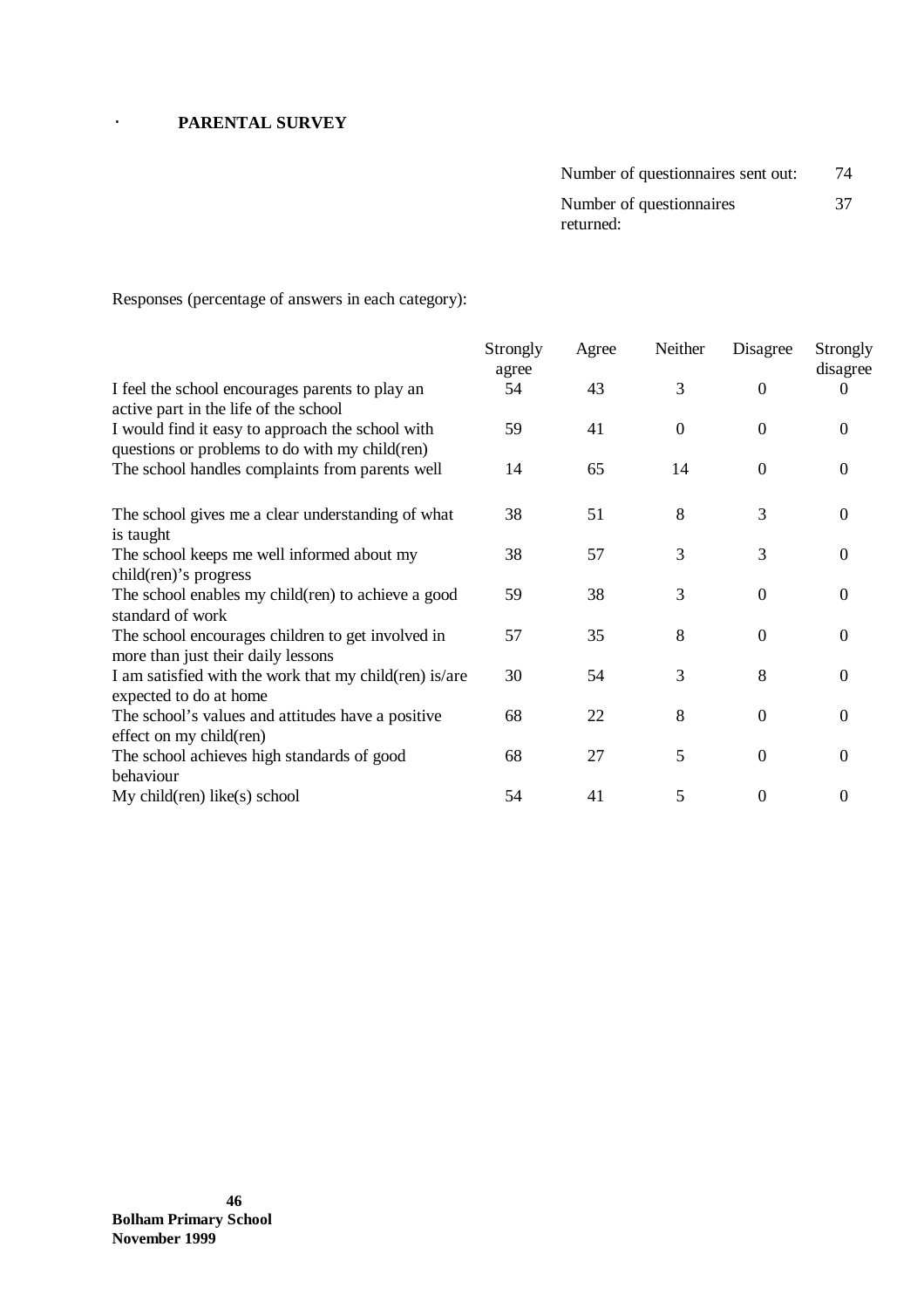## PARENTAL SURVEY

| | |
|---|---|
| Number of questionnaires sent out: | 74 |
| Number of questionnaires returned: | 37 |

Responses (percentage of answers in each category):

| | Strongly agree | Agree | Neither | Disagree | Strongly disagree |
|---|---|---|---|---|---|
| I feel the school encourages parents to play an active part in the life of the school | 54 | 43 | 3 | 0 | 0 |
| I would find it easy to approach the school with questions or problems to do with my child(ren) | 59 | 41 | 0 | 0 | 0 |
| The school handles complaints from parents well | 14 | 65 | 14 | 0 | 0 |
| The school gives me a clear understanding of what is taught | 38 | 51 | 8 | 3 | 0 |
| The school keeps me well informed about my child(ren)'s progress | 38 | 57 | 3 | 3 | 0 |
| The school enables my child(ren) to achieve a good standard of work | 59 | 38 | 3 | 0 | 0 |
| The school encourages children to get involved in more than just their daily lessons | 57 | 35 | 8 | 0 | 0 |
| I am satisfied with the work that my child(ren) is/are expected to do at home | 30 | 54 | 3 | 8 | 0 |
| The school's values and attitudes have a positive effect on my child(ren) | 68 | 22 | 8 | 0 | 0 |
| The school achieves high standards of good behaviour | 68 | 27 | 5 | 0 | 0 |
| My child(ren) like(s) school | 54 | 41 | 5 | 0 | 0 |